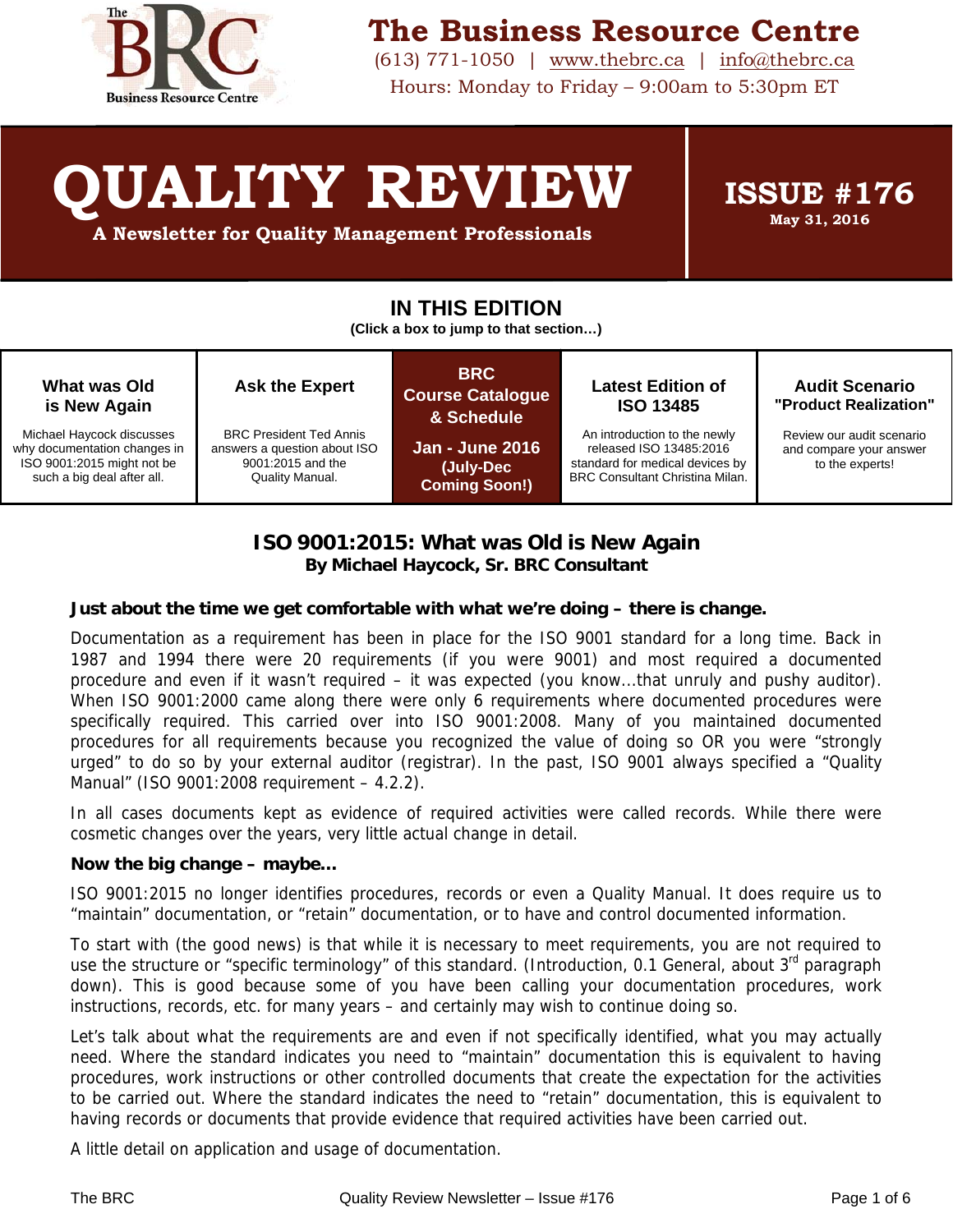The Business Resource Centre

(613) 771-1050 | www.thebrc.ca | info@thebrc.ca

Hours: Monday to Friday – 9:00am to 5:30pm ET

# QUALITY REVIEW

**A Newsletter for Quality Management Professionals**

**ISSUE #176**
**May 31, 2016**

## IN THIS EDITION

**(Click a box to jump to that section…)**

| | | | | |
|---|---|---|---|---|
| **What was Old is New Again** | **Ask the Expert** | **BRC Course Catalogue & Schedule** | **Latest Edition of ISO 13485** | **Audit Scenario "Product Realization"** |
| Michael Haycock discusses why documentation changes in ISO 9001:2015 might not be such a big deal after all. | BRC President Ted Annis answers a question about ISO 9001:2015 and the Quality Manual. | **Jan - June 2016 (July-Dec Coming Soon!)** | An introduction to the newly released ISO 13485:2016 standard for medical devices by BRC Consultant Christina Milan. | Review our audit scenario and compare your answer to the experts! |

## ISO 9001:2015: What was Old is New Again

**By Michael Haycock, Sr. BRC Consultant**

### Just about the time we get comfortable with what we're doing – there is change.

Documentation as a requirement has been in place for the ISO 9001 standard for a long time. Back in 1987 and 1994 there were 20 requirements (if you were 9001) and most required a documented procedure and even if it wasn't required – it was expected (you know…that unruly and pushy auditor). When ISO 9001:2000 came along there were only 6 requirements where documented procedures were specifically required. This carried over into ISO 9001:2008. Many of you maintained documented procedures for all requirements because you recognized the value of doing so OR you were "strongly urged" to do so by your external auditor (registrar). In the past, ISO 9001 always specified a "Quality Manual" (ISO 9001:2008 requirement – 4.2.2).

In all cases documents kept as evidence of required activities were called records. While there were cosmetic changes over the years, very little actual change in detail.

### Now the big change – maybe…

ISO 9001:2015 no longer identifies procedures, records or even a Quality Manual. It does require us to "maintain" documentation, or "retain" documentation, or to have and control documented information.

To start with (the good news) is that while it is necessary to meet requirements, you are not required to use the structure or "specific terminology" of this standard. (Introduction, 0.1 General, about 3rd paragraph down). This is good because some of you have been calling your documentation procedures, work instructions, records, etc. for many years – and certainly may wish to continue doing so.

Let's talk about what the requirements are and even if not specifically identified, what you may actually need. Where the standard indicates you need to "maintain" documentation this is equivalent to having procedures, work instructions or other controlled documents that create the expectation for the activities to be carried out. Where the standard indicates the need to "retain" documentation, this is equivalent to having records or documents that provide evidence that required activities have been carried out.

A little detail on application and usage of documentation.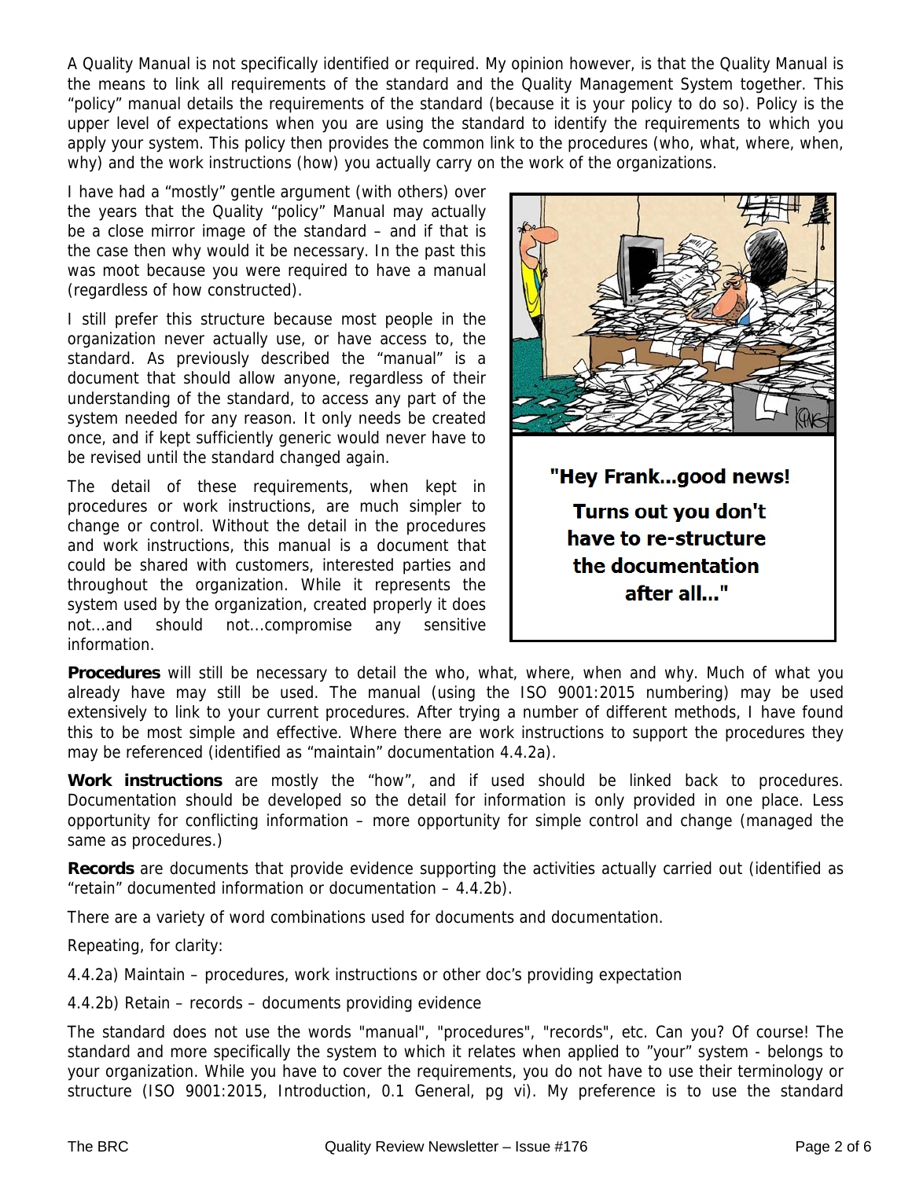A Quality Manual is not specifically identified or required. My opinion however, is that the Quality Manual is the means to link all requirements of the standard and the Quality Management System together. This "policy" manual details the requirements of the standard (because it is your policy to do so). Policy is the upper level of expectations when you are using the standard to identify the requirements to which you apply your system. This policy then provides the common link to the procedures (who, what, where, when, why) and the work instructions (how) you actually carry on the work of the organizations.

I have had a "mostly" gentle argument (with others) over the years that the Quality "policy" Manual may actually be a close mirror image of the standard – and if that is the case then why would it be necessary. In the past this was moot because you were required to have a manual (regardless of how constructed).

I still prefer this structure because most people in the organization never actually use, or have access to, the standard. As previously described the "manual" is a document that should allow anyone, regardless of their understanding of the standard, to access any part of the system needed for any reason. It only needs be created once, and if kept sufficiently generic would never have to be revised until the standard changed again.

The detail of these requirements, when kept in procedures or work instructions, are much simpler to change or control. Without the detail in the procedures and work instructions, this manual is a document that could be shared with customers, interested parties and throughout the organization. While it represents the system used by the organization, created properly it does not...and should not...compromise any sensitive information.

"Hey Frank...good news! Turns out you don't have to re-structure the documentation after all..."

**Procedures** will still be necessary to detail the who, what, where, when and why. Much of what you already have may still be used. The manual (using the ISO 9001:2015 numbering) may be used extensively to link to your current procedures. After trying a number of different methods, I have found this to be most simple and effective. Where there are work instructions to support the procedures they may be referenced (identified as "maintain" documentation 4.4.2a).

**Work instructions** are mostly the "how", and if used should be linked back to procedures. Documentation should be developed so the detail for information is only provided in one place. Less opportunity for conflicting information – more opportunity for simple control and change (managed the same as procedures.)

**Records** are documents that provide evidence supporting the activities actually carried out (identified as "retain" documented information or documentation – 4.4.2b).

There are a variety of word combinations used for documents and documentation.

Repeating, for clarity:

4.4.2a) Maintain – procedures, work instructions or other doc's providing expectation

4.4.2b) Retain – records – documents providing evidence

The standard does not use the words "manual", "procedures", "records", etc. Can you? Of course! The standard and more specifically the system to which it relates when applied to "your" system - belongs to your organization. While you have to cover the requirements, you do not have to use their terminology or structure (ISO 9001:2015, Introduction, 0.1 General, pg vi). My preference is to use the standard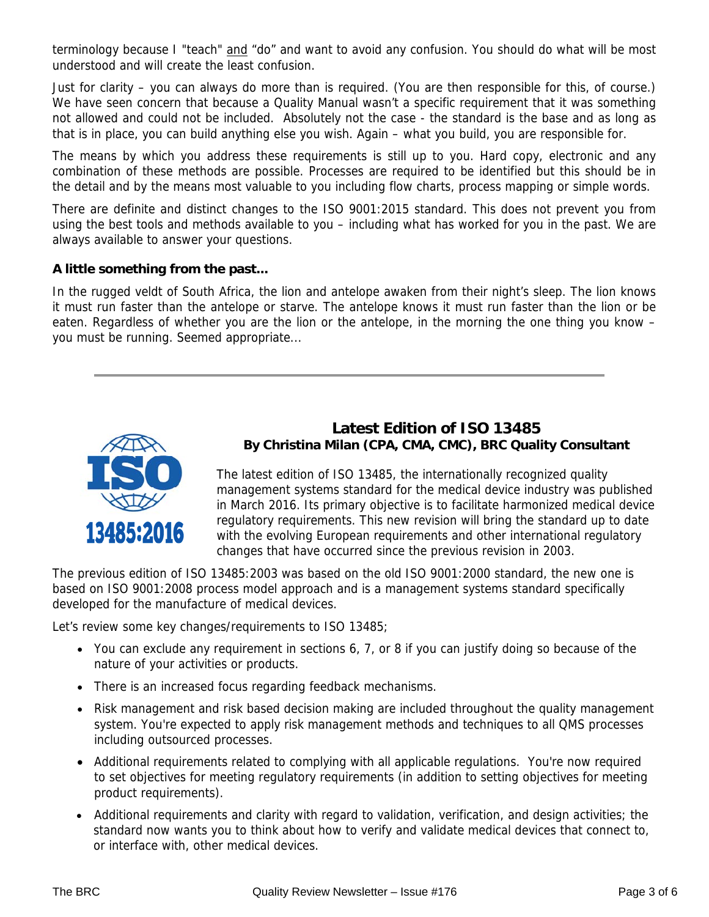terminology because I "teach" <u>and</u> "do" and want to avoid any confusion. You should do what will be most understood and will create the least confusion.

Just for clarity – you can always do more than is required. (You are then responsible for this, of course.) We have seen concern that because a Quality Manual wasn't a specific requirement that it was something not allowed and could not be included. Absolutely not the case - the standard is the base and as long as that is in place, you can build anything else you wish. Again – what you build, you are responsible for.

The means by which you address these requirements is still up to you. Hard copy, electronic and any combination of these methods are possible. Processes are required to be identified but this should be in the detail and by the means most valuable to you including flow charts, process mapping or simple words.

There are definite and distinct changes to the ISO 9001:2015 standard. This does not prevent you from using the best tools and methods available to you – including what has worked for you in the past. We are always available to answer your questions.

**A little something from the past...**

In the rugged veldt of South Africa, the lion and antelope awaken from their night's sleep. The lion knows it must run faster than the antelope or starve. The antelope knows it must run faster than the lion or be eaten. Regardless of whether you are the lion or the antelope, in the morning the one thing you know – you must be running. Seemed appropriate...

---

## Latest Edition of ISO 13485

**By Christina Milan (CPA, CMA, CMC), BRC Quality Consultant**

The latest edition of ISO 13485, the internationally recognized quality management systems standard for the medical device industry was published in March 2016. Its primary objective is to facilitate harmonized medical device regulatory requirements. This new revision will bring the standard up to date with the evolving European requirements and other international regulatory changes that have occurred since the previous revision in 2003.

The previous edition of ISO 13485:2003 was based on the old ISO 9001:2000 standard, the new one is based on ISO 9001:2008 process model approach and is a management systems standard specifically developed for the manufacture of medical devices.

Let's review some key changes/requirements to ISO 13485;

- You can exclude any requirement in sections 6, 7, or 8 if you can justify doing so because of the nature of your activities or products.
- There is an increased focus regarding feedback mechanisms.
- Risk management and risk based decision making are included throughout the quality management system. You're expected to apply risk management methods and techniques to all QMS processes including outsourced processes.
- Additional requirements related to complying with all applicable regulations. You're now required to set objectives for meeting regulatory requirements (in addition to setting objectives for meeting product requirements).
- Additional requirements and clarity with regard to validation, verification, and design activities; the standard now wants you to think about how to verify and validate medical devices that connect to, or interface with, other medical devices.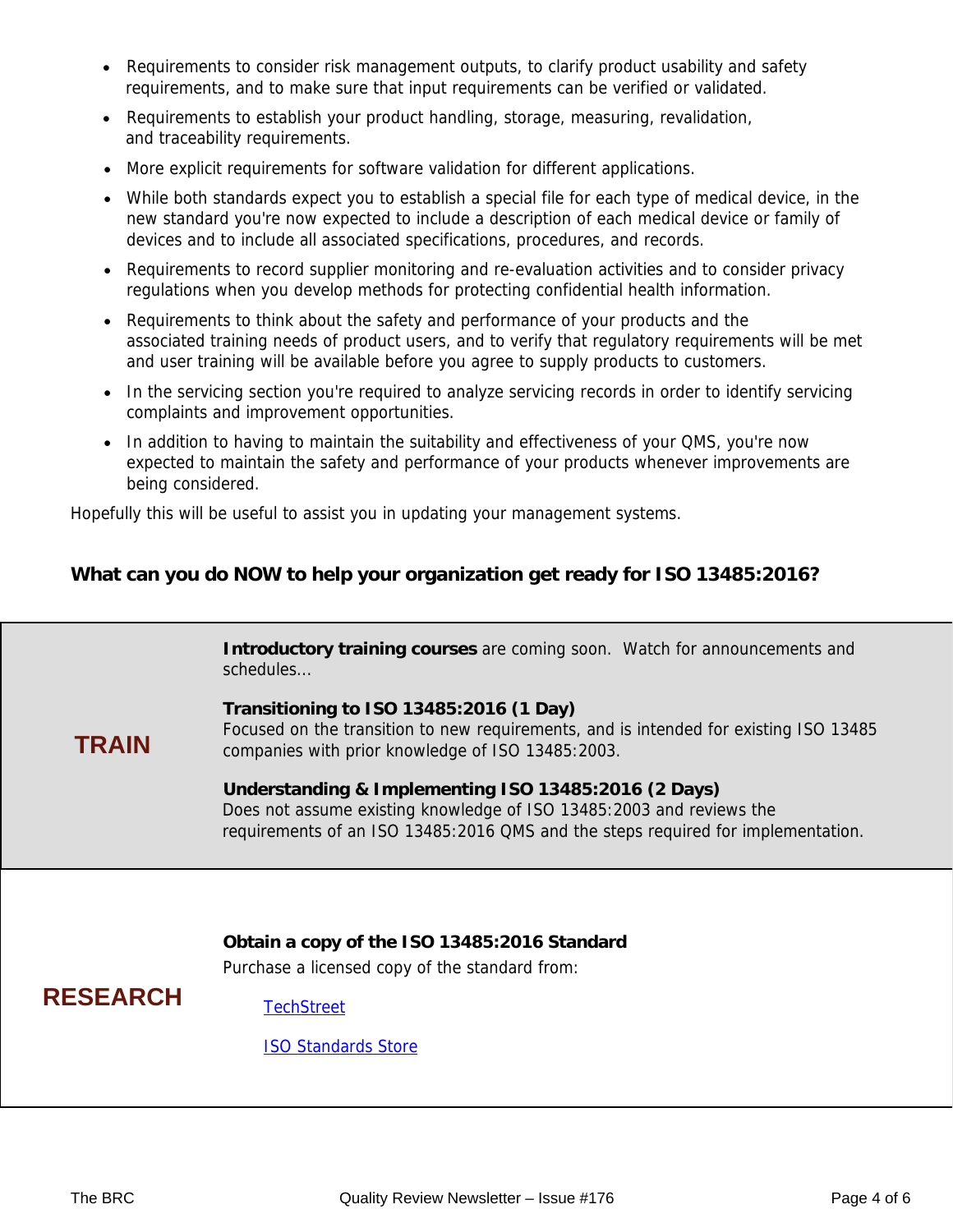- Requirements to consider risk management outputs, to clarify product usability and safety requirements, and to make sure that input requirements can be verified or validated.
- Requirements to establish your product handling, storage, measuring, revalidation, and traceability requirements.
- More explicit requirements for software validation for different applications.
- While both standards expect you to establish a special file for each type of medical device, in the new standard you're now expected to include a description of each medical device or family of devices and to include all associated specifications, procedures, and records.
- Requirements to record supplier monitoring and re-evaluation activities and to consider privacy regulations when you develop methods for protecting confidential health information.
- Requirements to think about the safety and performance of your products and the associated training needs of product users, and to verify that regulatory requirements will be met and user training will be available before you agree to supply products to customers.
- In the servicing section you're required to analyze servicing records in order to identify servicing complaints and improvement opportunities.
- In addition to having to maintain the suitability and effectiveness of your QMS, you're now expected to maintain the safety and performance of your products whenever improvements are being considered.

Hopefully this will be useful to assist you in updating your management systems.

### What can you do NOW to help your organization get ready for ISO 13485:2016?

| | |
|---|---|
| **TRAIN** | **Introductory training courses** are coming soon. Watch for announcements and schedules…<br><br>**Transitioning to ISO 13485:2016 (1 Day)**<br>Focused on the transition to new requirements, and is intended for existing ISO 13485 companies with prior knowledge of ISO 13485:2003.<br><br>**Understanding & Implementing ISO 13485:2016 (2 Days)**<br>Does not assume existing knowledge of ISO 13485:2003 and reviews the requirements of an ISO 13485:2016 QMS and the steps required for implementation. |
| **RESEARCH** | **Obtain a copy of the ISO 13485:2016 Standard**<br>Purchase a licensed copy of the standard from:<br><br>TechStreet<br><br>ISO Standards Store |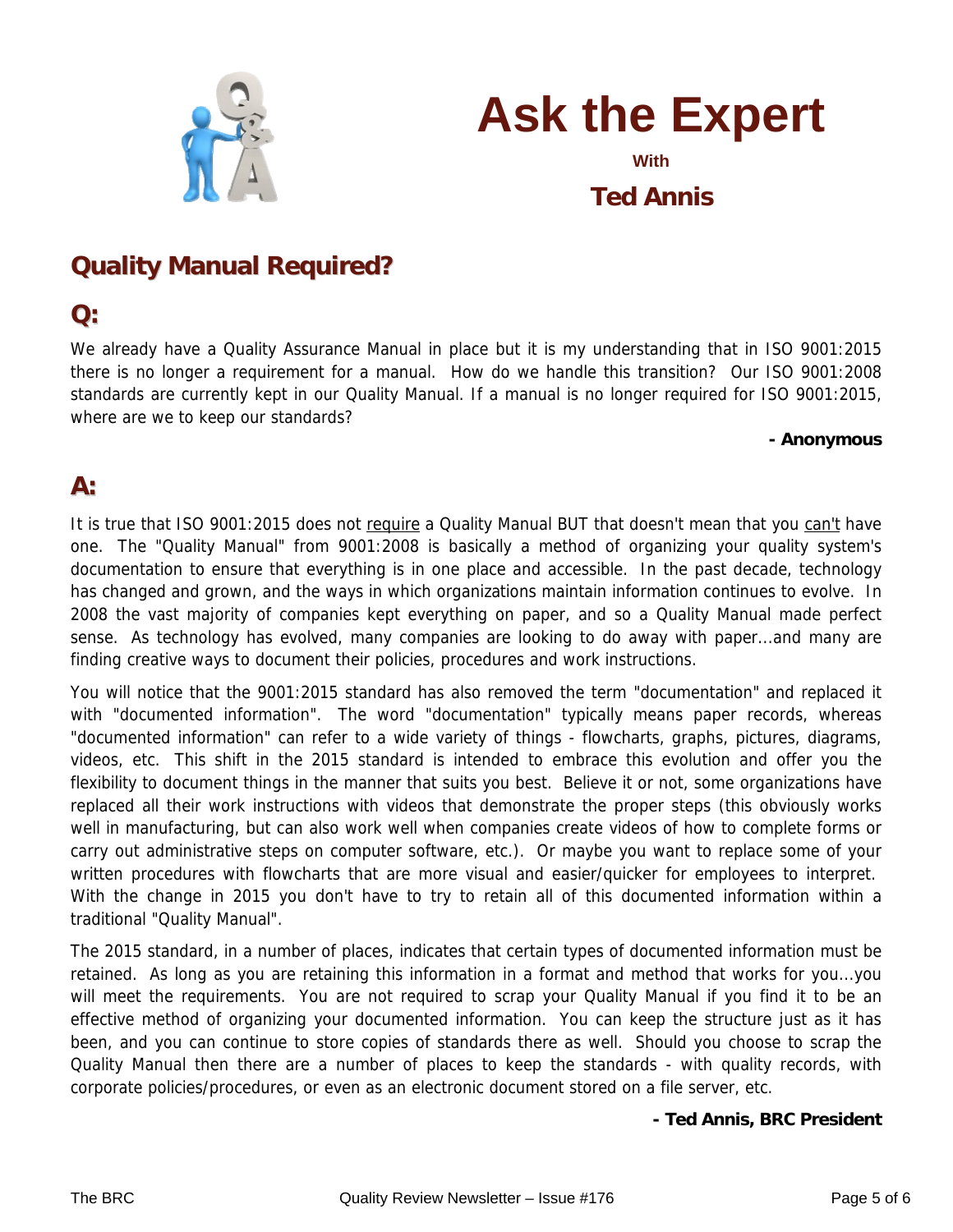# Ask the Expert

With

**Ted Annis**

## Quality Manual Required?

### Q:

We already have a Quality Assurance Manual in place but it is my understanding that in ISO 9001:2015 there is no longer a requirement for a manual. How do we handle this transition? Our ISO 9001:2008 standards are currently kept in our Quality Manual. If a manual is no longer required for ISO 9001:2015, where are we to keep our standards?

**- Anonymous**

### A:

It is true that ISO 9001:2015 does not <u>require</u> a Quality Manual BUT that doesn't mean that you <u>can't</u> have one. The "Quality Manual" from 9001:2008 is basically a method of organizing your quality system's documentation to ensure that everything is in one place and accessible. In the past decade, technology has changed and grown, and the ways in which organizations maintain information continues to evolve. In 2008 the vast majority of companies kept everything on paper, and so a Quality Manual made perfect sense. As technology has evolved, many companies are looking to do away with paper…and many are finding creative ways to document their policies, procedures and work instructions.

You will notice that the 9001:2015 standard has also removed the term "documentation" and replaced it with "documented information". The word "documentation" typically means paper records, whereas "documented information" can refer to a wide variety of things - flowcharts, graphs, pictures, diagrams, videos, etc. This shift in the 2015 standard is intended to embrace this evolution and offer you the flexibility to document things in the manner that suits you best. Believe it or not, some organizations have replaced all their work instructions with videos that demonstrate the proper steps (this obviously works well in manufacturing, but can also work well when companies create videos of how to complete forms or carry out administrative steps on computer software, etc.). Or maybe you want to replace some of your written procedures with flowcharts that are more visual and easier/quicker for employees to interpret. With the change in 2015 you don't have to try to retain all of this documented information within a traditional "Quality Manual".

The 2015 standard, in a number of places, indicates that certain types of documented information must be retained. As long as you are retaining this information in a format and method that works for you…you will meet the requirements. You are not required to scrap your Quality Manual if you find it to be an effective method of organizing your documented information. You can keep the structure just as it has been, and you can continue to store copies of standards there as well. Should you choose to scrap the Quality Manual then there are a number of places to keep the standards - with quality records, with corporate policies/procedures, or even as an electronic document stored on a file server, etc.

**- Ted Annis, BRC President**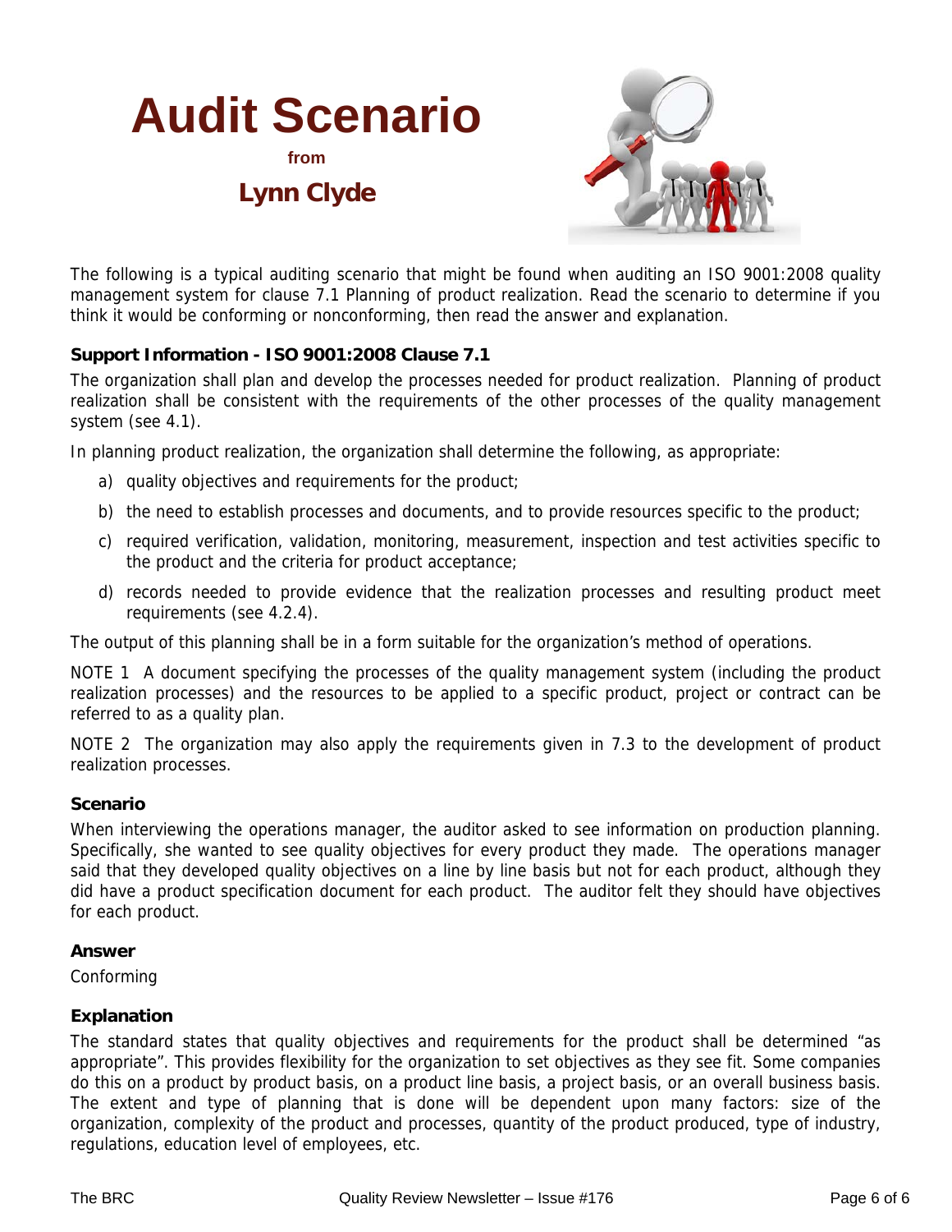# Audit Scenario

**from**

## Lynn Clyde

The following is a typical auditing scenario that might be found when auditing an ISO 9001:2008 quality management system for clause 7.1 Planning of product realization. Read the scenario to determine if you think it would be conforming or nonconforming, then read the answer and explanation.

### Support Information - ISO 9001:2008 Clause 7.1

The organization shall plan and develop the processes needed for product realization. Planning of product realization shall be consistent with the requirements of the other processes of the quality management system (see 4.1).

In planning product realization, the organization shall determine the following, as appropriate:

a) quality objectives and requirements for the product;

b) the need to establish processes and documents, and to provide resources specific to the product;

c) required verification, validation, monitoring, measurement, inspection and test activities specific to the product and the criteria for product acceptance;

d) records needed to provide evidence that the realization processes and resulting product meet requirements (see 4.2.4).

The output of this planning shall be in a form suitable for the organization's method of operations.

NOTE 1 A document specifying the processes of the quality management system (including the product realization processes) and the resources to be applied to a specific product, project or contract can be referred to as a quality plan.

NOTE 2 The organization may also apply the requirements given in 7.3 to the development of product realization processes.

### Scenario

When interviewing the operations manager, the auditor asked to see information on production planning. Specifically, she wanted to see quality objectives for every product they made. The operations manager said that they developed quality objectives on a line by line basis but not for each product, although they did have a product specification document for each product. The auditor felt they should have objectives for each product.

### Answer

Conforming

### Explanation

The standard states that quality objectives and requirements for the product shall be determined "as appropriate". This provides flexibility for the organization to set objectives as they see fit. Some companies do this on a product by product basis, on a product line basis, a project basis, or an overall business basis. The extent and type of planning that is done will be dependent upon many factors: size of the organization, complexity of the product and processes, quantity of the product produced, type of industry, regulations, education level of employees, etc.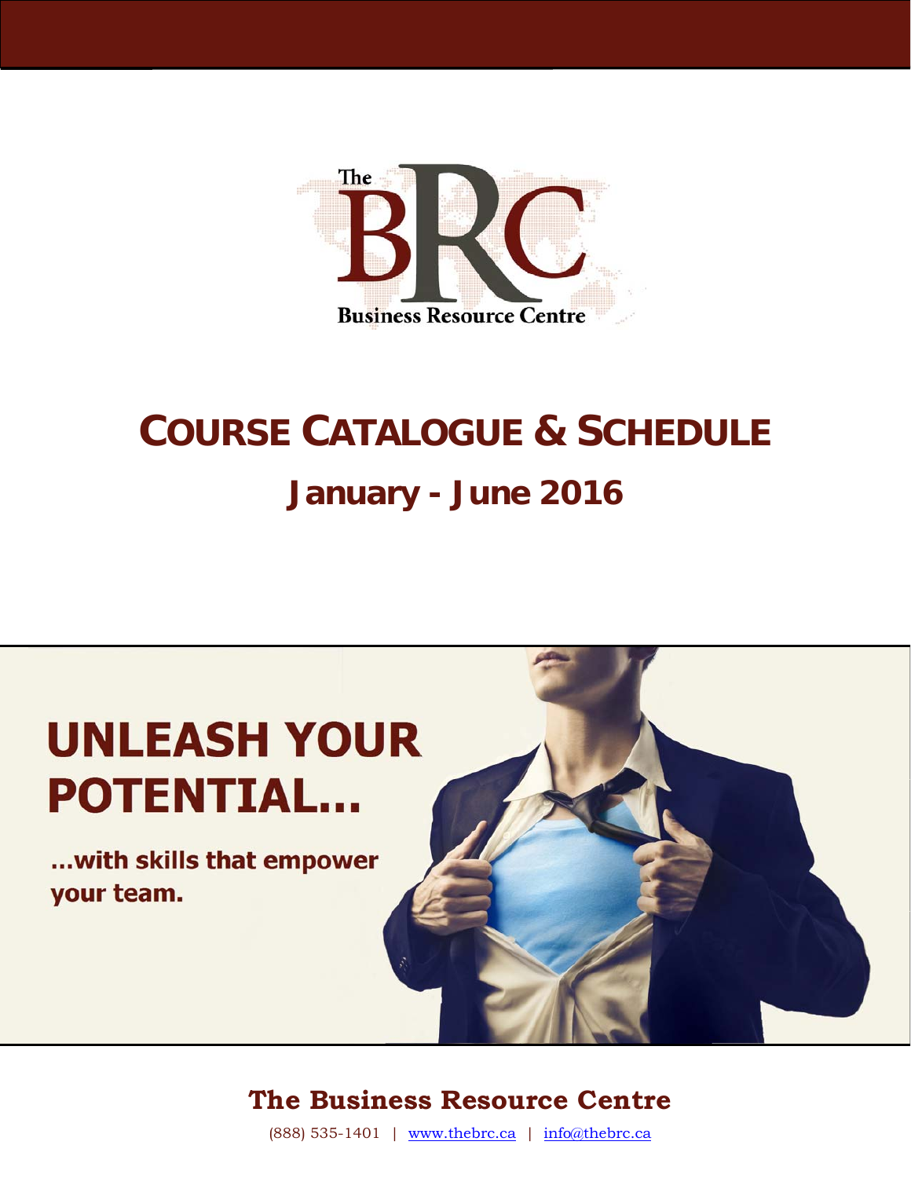The Business Resource Centre

# COURSE CATALOGUE & SCHEDULE

## January - June 2016

UNLEASH YOUR POTENTIAL...

...with skills that empower your team.

**The Business Resource Centre**

(888) 535-1401 | www.thebrc.ca | info@thebrc.ca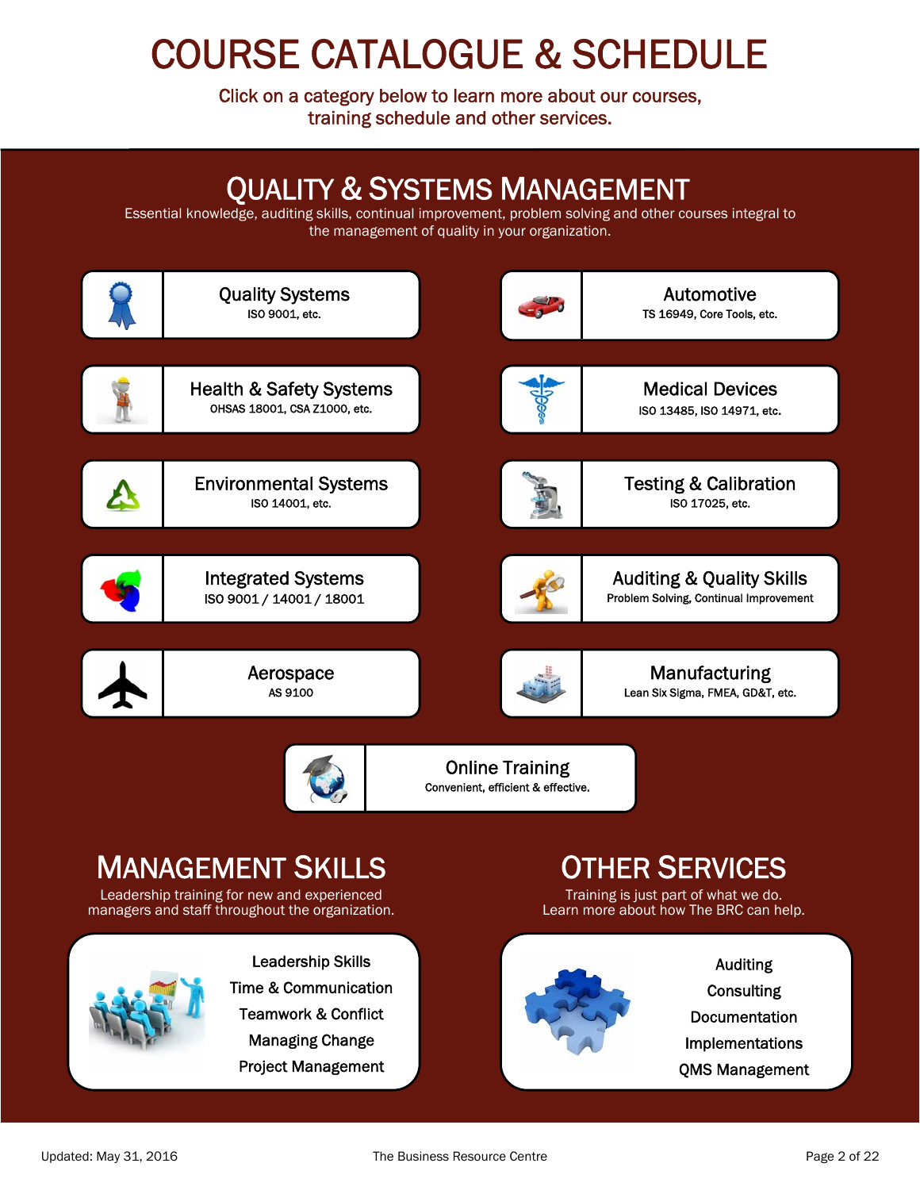# COURSE CATALOGUE & SCHEDULE

Click on a category below to learn more about our courses, training schedule and other services.

## QUALITY & SYSTEMS MANAGEMENT

Essential knowledge, auditing skills, continual improvement, problem solving and other courses integral to the management of quality in your organization.

**Quality Systems**
ISO 9001, etc.

**Automotive**
TS 16949, Core Tools, etc.

**Health & Safety Systems**
OHSAS 18001, CSA Z1000, etc.

**Medical Devices**
ISO 13485, ISO 14971, etc.

**Environmental Systems**
ISO 14001, etc.

**Testing & Calibration**
ISO 17025, etc.

**Integrated Systems**
ISO 9001 / 14001 / 18001

**Auditing & Quality Skills**
Problem Solving, Continual Improvement

**Aerospace**
AS 9100

**Manufacturing**
Lean Six Sigma, FMEA, GD&T, etc.

**Online Training**
Convenient, efficient & effective.

## MANAGEMENT SKILLS

Leadership training for new and experienced managers and staff throughout the organization.

- Leadership Skills
- Time & Communication
- Teamwork & Conflict
- Managing Change
- Project Management

## OTHER SERVICES

Training is just part of what we do.
Learn more about how The BRC can help.

- Auditing
- Consulting
- Documentation
- Implementations
- QMS Management

Updated: May 31, 2016

The Business Resource Centre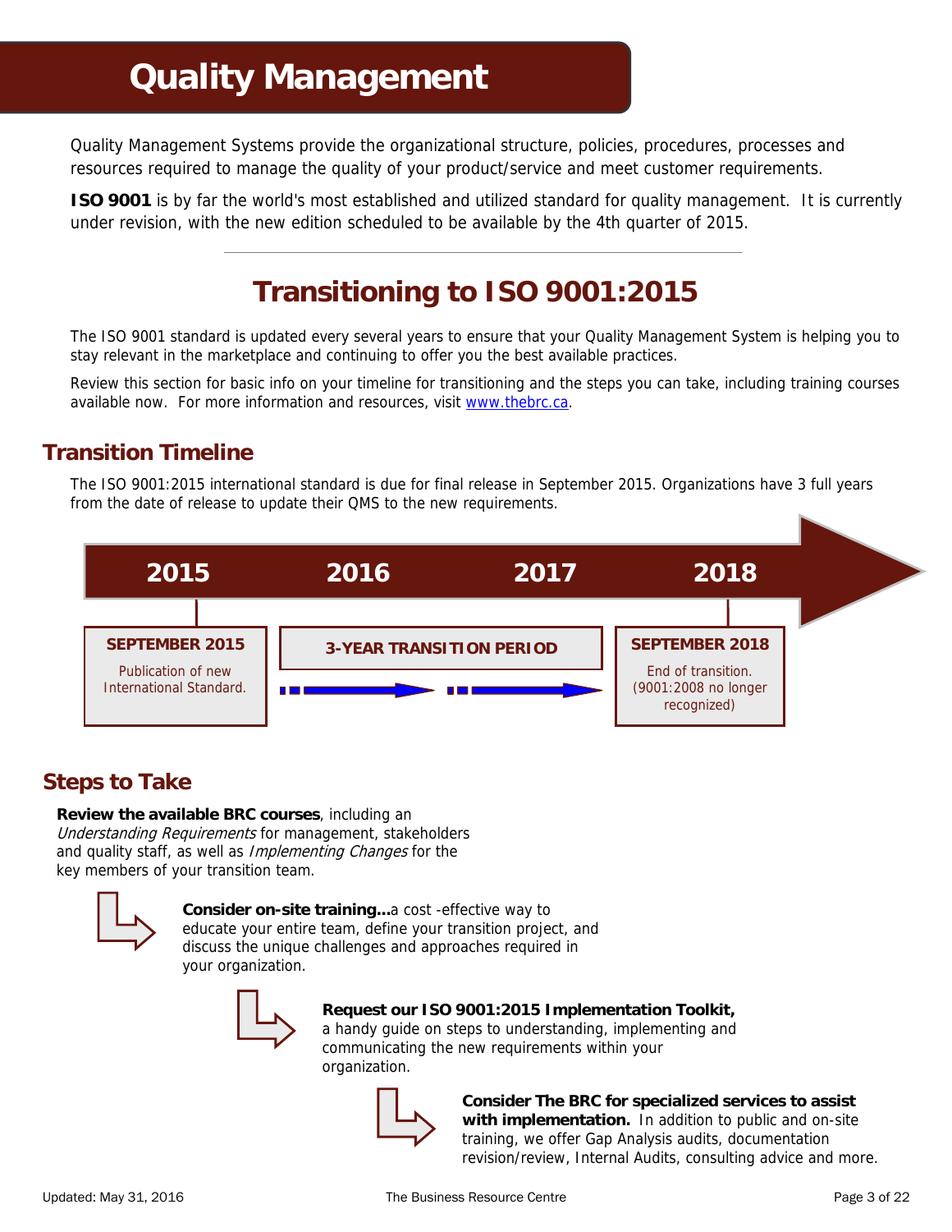# Quality Management

Quality Management Systems provide the organizational structure, policies, procedures, processes and resources required to manage the quality of your product/service and meet customer requirements.

**ISO 9001** is by far the world's most established and utilized standard for quality management. It is currently under revision, with the new edition scheduled to be available by the 4th quarter of 2015.

---

## Transitioning to ISO 9001:2015

The ISO 9001 standard is updated every several years to ensure that your Quality Management System is helping you to stay relevant in the marketplace and continuing to offer you the best available practices.

Review this section for basic info on your timeline for transitioning and the steps you can take, including training courses available now. For more information and resources, visit www.thebrc.ca.

### Transition Timeline

The ISO 9001:2015 international standard is due for final release in September 2015. Organizations have 3 full years from the date of release to update their QMS to the new requirements.

2015
2016
2017
2018

**SEPTEMBER 2015**
Publication of new International Standard.

**3-YEAR TRANSITION PERIOD**

**SEPTEMBER 2018**
End of transition. (9001:2008 no longer recognized)

### Steps to Take

**Review the available BRC courses**, including an *Understanding Requirements* for management, stakeholders and quality staff, as well as *Implementing Changes* for the key members of your transition team.

**Consider on-site training...**a cost -effective way to educate your entire team, define your transition project, and discuss the unique challenges and approaches required in your organization.

**Request our ISO 9001:2015 Implementation Toolkit,** a handy guide on steps to understanding, implementing and communicating the new requirements within your organization.

**Consider The BRC for specialized services to assist with implementation.** In addition to public and on-site training, we offer Gap Analysis audits, documentation revision/review, Internal Audits, consulting advice and more.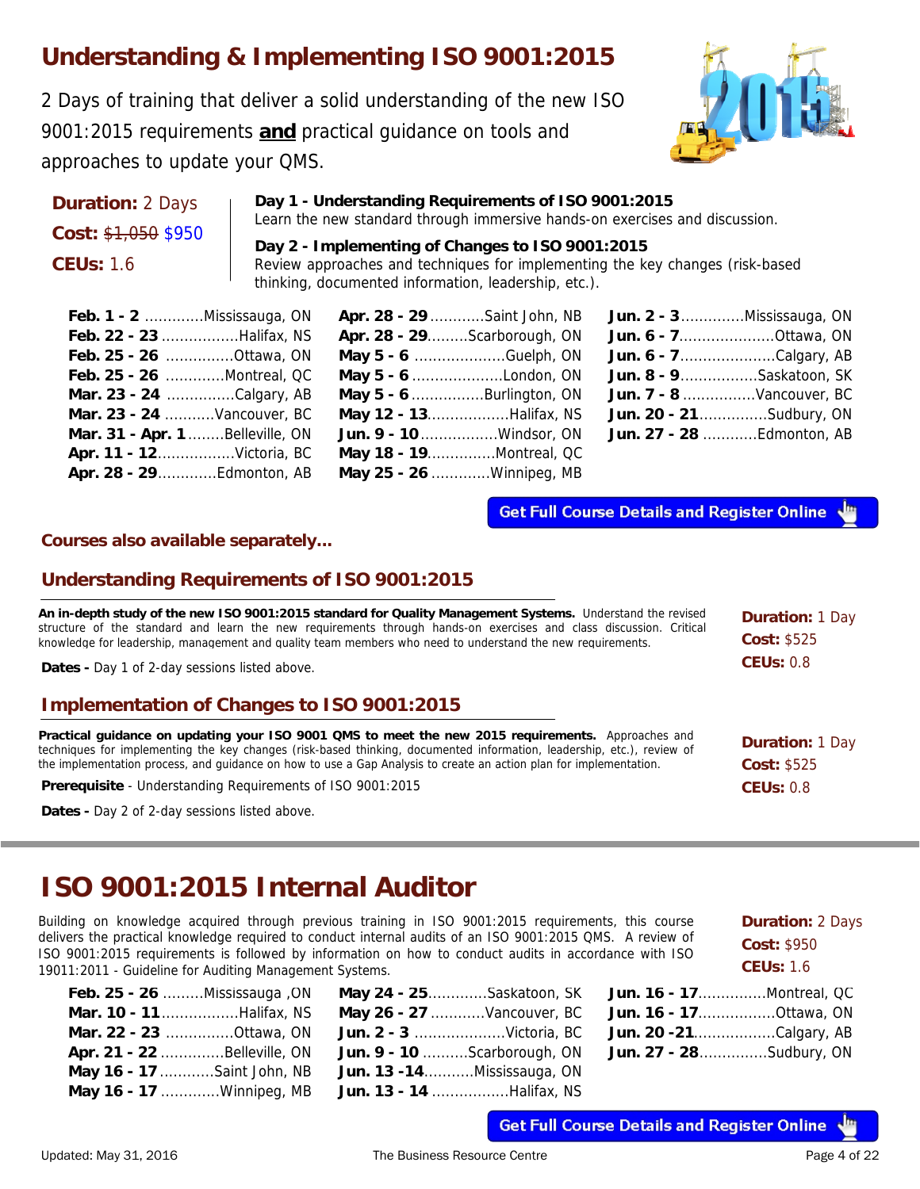# Understanding & Implementing ISO 9001:2015

2 Days of training that deliver a solid understanding of the new ISO 9001:2015 requirements **and** practical guidance on tools and approaches to update your QMS.

**Duration:** 2 Days

**Cost:** ~~$1,050~~ $950

**CEUs:** 1.6

**Day 1 - Understanding Requirements of ISO 9001:2015**
Learn the new standard through immersive hands-on exercises and discussion.

**Day 2 - Implementing of Changes to ISO 9001:2015**
Review approaches and techniques for implementing the key changes (risk-based thinking, documented information, leadership, etc.).

- **Feb. 1 - 2** .............Mississauga, ON
- **Feb. 22 - 23** .................Halifax, NS
- **Feb. 25 - 26** ..............Ottawa, ON
- **Feb. 25 - 26** .............Montreal, QC
- **Mar. 23 - 24** ..............Calgary, AB
- **Mar. 23 - 24** ...........Vancouver, BC
- **Mar. 31 - Apr. 1**........Belleville, ON
- **Apr. 11 - 12**.................Victoria, BC
- **Apr. 28 - 29**.............Edmonton, AB
- **Apr. 28 - 29**............Saint John, NB
- **Apr. 28 - 29**.........Scarborough, ON
- **May 5 - 6** ....................Guelph, ON
- **May 5 - 6** ....................London, ON
- **May 5 - 6** ................Burlington, ON
- **May 12 - 13**..................Halifax, NS
- **Jun. 9 - 10**.................Windsor, ON
- **May 18 - 19**...............Montreal, QC
- **May 25 - 26** .............Winnipeg, MB
- **Jun. 2 - 3**..............Mississauga, ON
- **Jun. 6 - 7**.....................Ottawa, ON
- **Jun. 6 - 7**.....................Calgary, AB
- **Jun. 8 - 9**.................Saskatoon, SK
- **Jun. 7 - 8** ................Vancouver, BC
- **Jun. 20 - 21**...............Sudbury, ON
- **Jun. 27 - 28** ............Edmonton, AB

Get Full Course Details and Register Online

**Courses also available separately...**

## Understanding Requirements of ISO 9001:2015

**An in-depth study of the new ISO 9001:2015 standard for Quality Management Systems.** Understand the revised structure of the standard and learn the new requirements through hands-on exercises and class discussion. Critical knowledge for leadership, management and quality team members who need to understand the new requirements.

**Dates -** Day 1 of 2-day sessions listed above.

**Duration:** 1 Day
**Cost:** $525
**CEUs:** 0.8

## Implementation of Changes to ISO 9001:2015

**Practical guidance on updating your ISO 9001 QMS to meet the new 2015 requirements.** Approaches and techniques for implementing the key changes (risk-based thinking, documented information, leadership, etc.), review of the implementation process, and guidance on how to use a Gap Analysis to create an action plan for implementation.

**Prerequisite** - Understanding Requirements of ISO 9001:2015

**Dates -** Day 2 of 2-day sessions listed above.

**Duration:** 1 Day
**Cost:** $525
**CEUs:** 0.8

# ISO 9001:2015 Internal Auditor

Building on knowledge acquired through previous training in ISO 9001:2015 requirements, this course delivers the practical knowledge required to conduct internal audits of an ISO 9001:2015 QMS. A review of ISO 9001:2015 requirements is followed by information on how to conduct audits in accordance with ISO 19011:2011 - Guideline for Auditing Management Systems.

**Duration:** 2 Days
**Cost:** $950
**CEUs:** 1.6

- **Feb. 25 - 26** .........Mississauga ,ON
- **Mar. 10 - 11**.................Halifax, NS
- **Mar. 22 - 23** ..............Ottawa, ON
- **Apr. 21 - 22** ..............Belleville, ON
- **May 16 - 17**............Saint John, NB
- **May 16 - 17** .............Winnipeg, MB
- **May 24 - 25**.............Saskatoon, SK
- **May 26 - 27** ............Vancouver, BC
- **Jun. 2 - 3** ....................Victoria, BC
- **Jun. 9 - 10** ..........Scarborough, ON
- **Jun. 13 -14**...........Mississauga, ON
- **Jun. 13 - 14** .................Halifax, NS
- **Jun. 16 - 17**...............Montreal, QC
- **Jun. 16 - 17**.................Ottawa, ON
- **Jun. 20 -21**..................Calgary, AB
- **Jun. 27 - 28**...............Sudbury, ON

Get Full Course Details and Register Online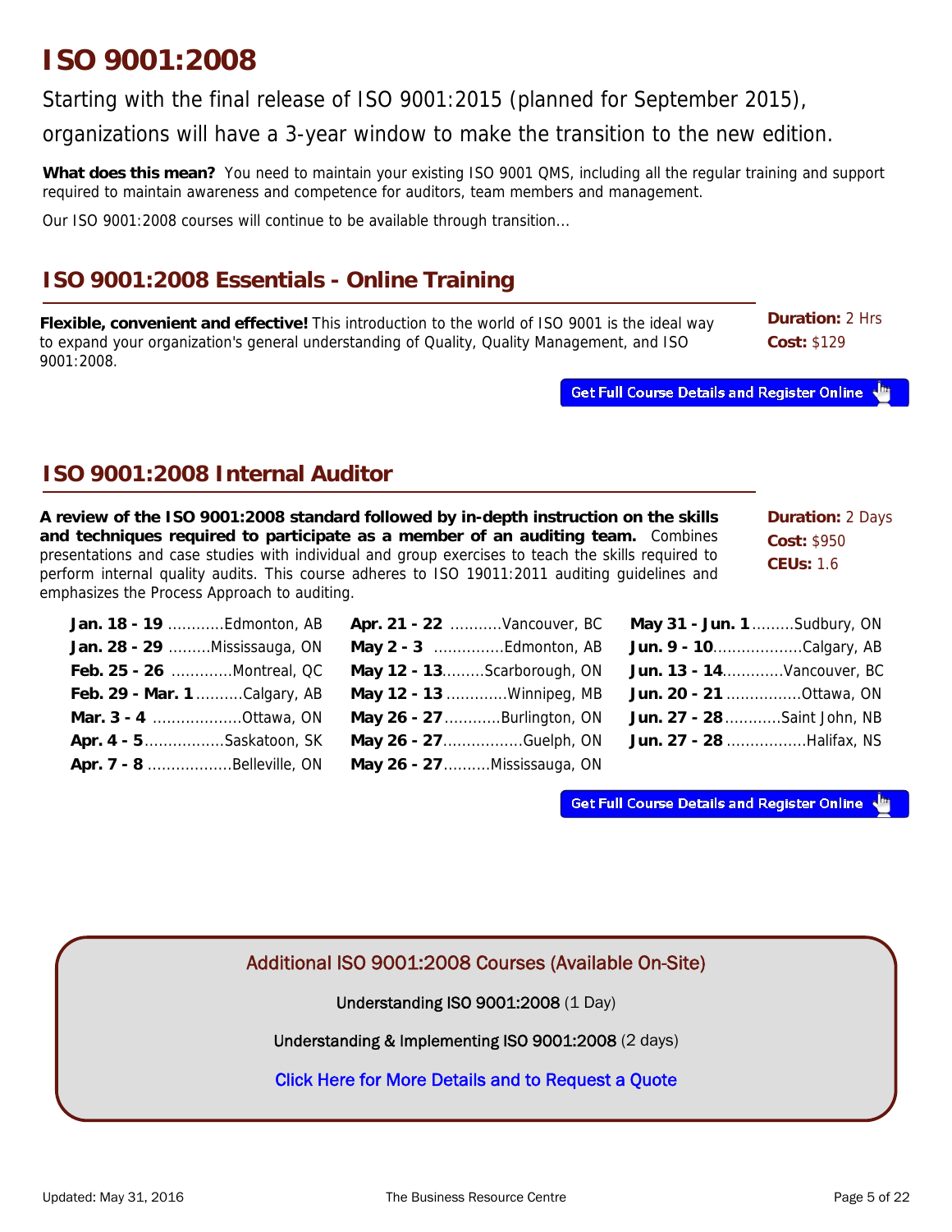# ISO 9001:2008

Starting with the final release of ISO 9001:2015 (planned for September 2015), organizations will have a 3-year window to make the transition to the new edition.

**What does this mean?** You need to maintain your existing ISO 9001 QMS, including all the regular training and support required to maintain awareness and competence for auditors, team members and management.

Our ISO 9001:2008 courses will continue to be available through transition...

## ISO 9001:2008 Essentials - Online Training

**Flexible, convenient and effective!** This introduction to the world of ISO 9001 is the ideal way to expand your organization's general understanding of Quality, Quality Management, and ISO 9001:2008.

**Duration:** 2 Hrs
**Cost:** $129

Get Full Course Details and Register Online

## ISO 9001:2008 Internal Auditor

**A review of the ISO 9001:2008 standard followed by in-depth instruction on the skills and techniques required to participate as a member of an auditing team.** Combines presentations and case studies with individual and group exercises to teach the skills required to perform internal quality audits. This course adheres to ISO 19011:2011 auditing guidelines and emphasizes the Process Approach to auditing.

**Duration:** 2 Days
**Cost:** $950
**CEUs:** 1.6

- **Jan. 18 - 19** ............Edmonton, AB
- **Jan. 28 - 29** .........Mississauga, ON
- **Feb. 25 - 26** .............Montreal, QC
- **Feb. 29 - Mar. 1**..........Calgary, AB
- **Mar. 3 - 4** ...................Ottawa, ON
- **Apr. 4 - 5**.................Saskatoon, SK
- **Apr. 7 - 8** ..................Belleville, ON
- **Apr. 21 - 22** ...........Vancouver, BC
- **May 2 - 3** ...............Edmonton, AB
- **May 12 - 13**.........Scarborough, ON
- **May 12 - 13** .............Winnipeg, MB
- **May 26 - 27**............Burlington, ON
- **May 26 - 27**.................Guelph, ON
- **May 26 - 27**..........Mississauga, ON
- **May 31 - Jun. 1**.........Sudbury, ON
- **Jun. 9 - 10**...................Calgary, AB
- **Jun. 13 - 14**.............Vancouver, BC
- **Jun. 20 - 21** ................Ottawa, ON
- **Jun. 27 - 28**............Saint John, NB
- **Jun. 27 - 28** .................Halifax, NS

Get Full Course Details and Register Online

### Additional ISO 9001:2008 Courses (Available On-Site)

Understanding ISO 9001:2008 (1 Day)

Understanding & Implementing ISO 9001:2008 (2 days)

Click Here for More Details and to Request a Quote

Updated: May 31, 2016

The Business Resource Centre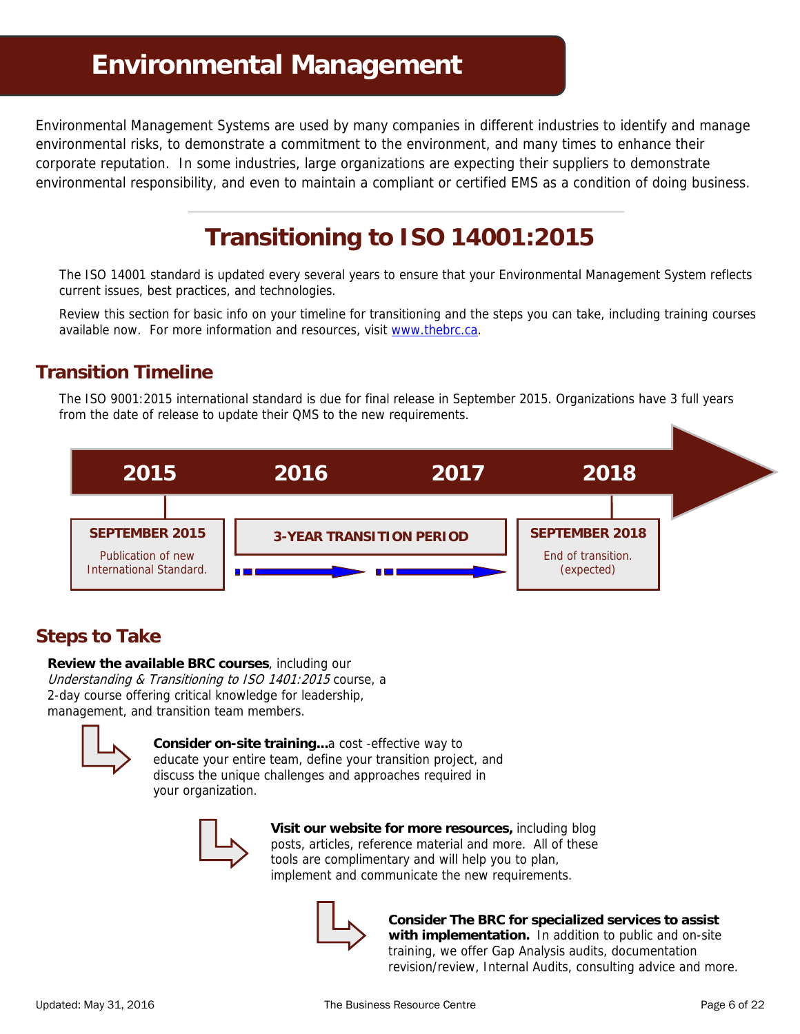# Environmental Management

Environmental Management Systems are used by many companies in different industries to identify and manage environmental risks, to demonstrate a commitment to the environment, and many times to enhance their corporate reputation. In some industries, large organizations are expecting their suppliers to demonstrate environmental responsibility, and even to maintain a compliant or certified EMS as a condition of doing business.

## Transitioning to ISO 14001:2015

The ISO 14001 standard is updated every several years to ensure that your Environmental Management System reflects current issues, best practices, and technologies.

Review this section for basic info on your timeline for transitioning and the steps you can take, including training courses available now. For more information and resources, visit [www.thebrc.ca](http://www.thebrc.ca).

### Transition Timeline

The ISO 9001:2015 international standard is due for final release in September 2015. Organizations have 3 full years from the date of release to update their QMS to the new requirements.

2015 2016 2017 2018

**SEPTEMBER 2015**
Publication of new International Standard.

**3-YEAR TRANSITION PERIOD**

**SEPTEMBER 2018**
End of transition. (expected)

### Steps to Take

**Review the available BRC courses**, including our *Understanding & Transitioning to ISO 1401:2015* course, a 2-day course offering critical knowledge for leadership, management, and transition team members.

**Consider on-site training...**a cost -effective way to educate your entire team, define your transition project, and discuss the unique challenges and approaches required in your organization.

**Visit our website for more resources,** including blog posts, articles, reference material and more. All of these tools are complimentary and will help you to plan, implement and communicate the new requirements.

**Consider The BRC for specialized services to assist with implementation.** In addition to public and on-site training, we offer Gap Analysis audits, documentation revision/review, Internal Audits, consulting advice and more.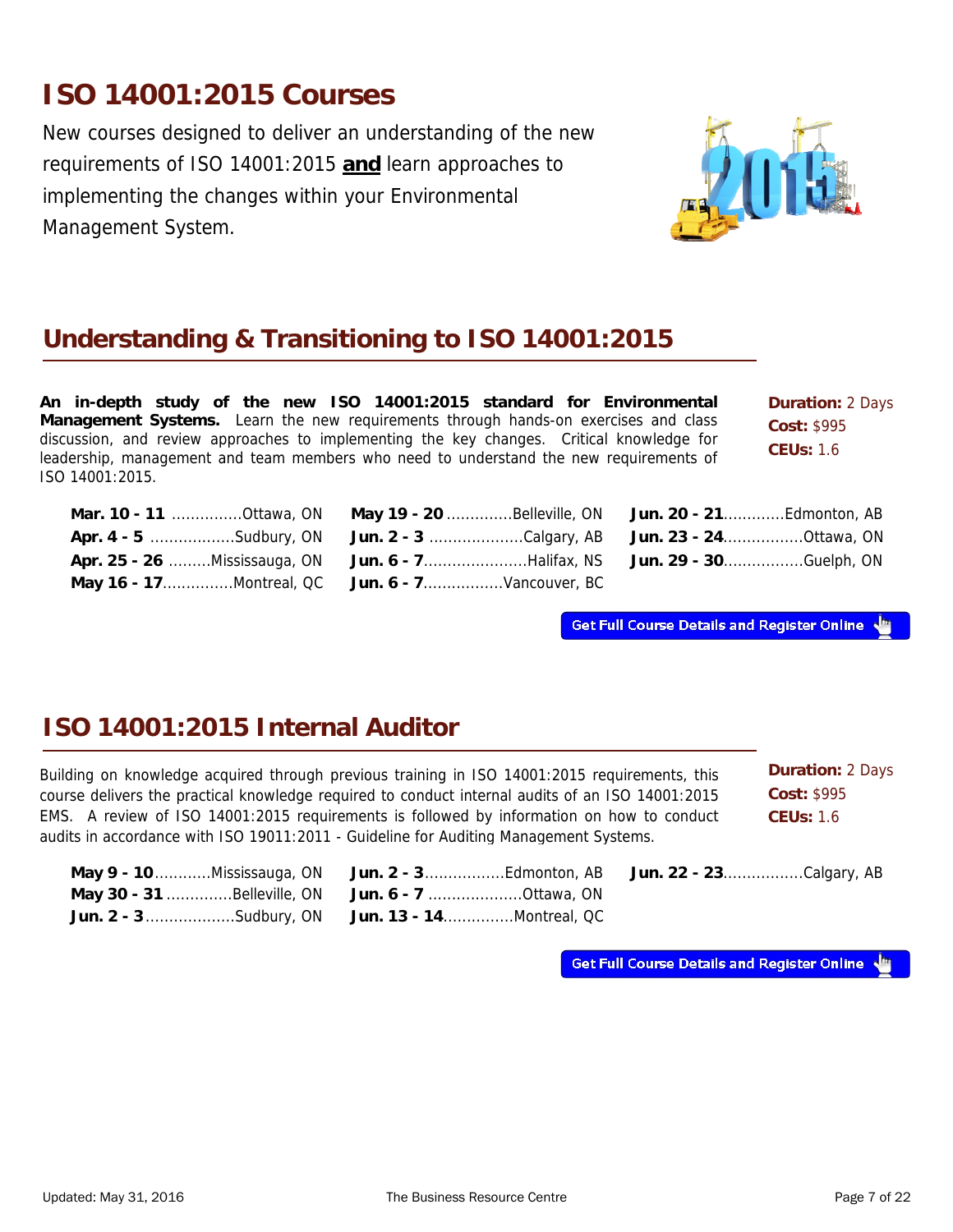# ISO 14001:2015 Courses

New courses designed to deliver an understanding of the new requirements of ISO 14001:2015 **and** learn approaches to implementing the changes within your Environmental Management System.

## Understanding & Transitioning to ISO 14001:2015

**An in-depth study of the new ISO 14001:2015 standard for Environmental Management Systems.** Learn the new requirements through hands-on exercises and class discussion, and review approaches to implementing the key changes. Critical knowledge for leadership, management and team members who need to understand the new requirements of ISO 14001:2015.

**Duration:** 2 Days
**Cost:** $995
**CEUs:** 1.6

- **Mar. 10 - 11** ...............Ottawa, ON
- **Apr. 4 - 5** ..................Sudbury, ON
- **Apr. 25 - 26** .........Mississauga, ON
- **May 16 - 17**...............Montreal, QC
- **May 19 - 20** ..............Belleville, ON
- **Jun. 2 - 3** ....................Calgary, AB
- **Jun. 6 - 7**......................Halifax, NS
- **Jun. 6 - 7**.................Vancouver, BC
- **Jun. 20 - 21**.............Edmonton, AB
- **Jun. 23 - 24**.................Ottawa, ON
- **Jun. 29 - 30**.................Guelph, ON

Get Full Course Details and Register Online

## ISO 14001:2015 Internal Auditor

Building on knowledge acquired through previous training in ISO 14001:2015 requirements, this course delivers the practical knowledge required to conduct internal audits of an ISO 14001:2015 EMS. A review of ISO 14001:2015 requirements is followed by information on how to conduct audits in accordance with ISO 19011:2011 - Guideline for Auditing Management Systems.

**Duration:** 2 Days
**Cost:** $995
**CEUs:** 1.6

- **May 9 - 10**............Mississauga, ON
- **May 30 - 31** ..............Belleville, ON
- **Jun. 2 - 3**...................Sudbury, ON
- **Jun. 2 - 3**.................Edmonton, AB
- **Jun. 6 - 7** ....................Ottawa, ON
- **Jun. 13 - 14**...............Montreal, QC
- **Jun. 22 - 23**.................Calgary, AB

Get Full Course Details and Register Online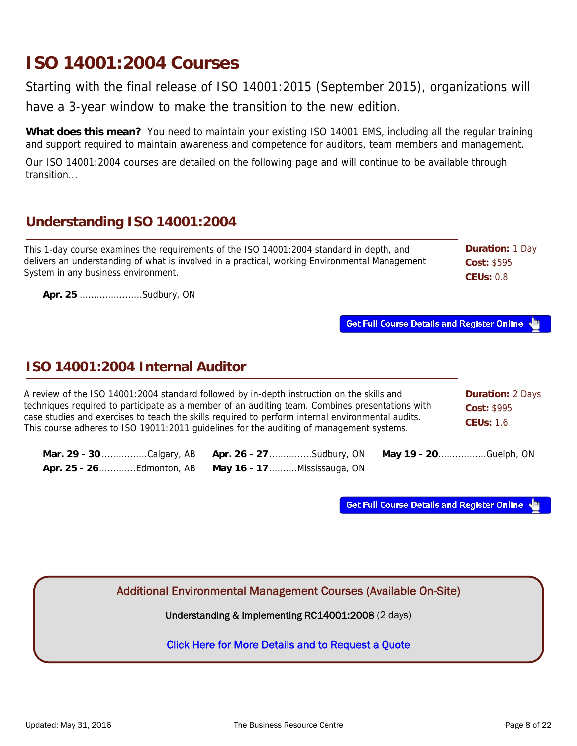# ISO 14001:2004 Courses

Starting with the final release of ISO 14001:2015 (September 2015), organizations will have a 3-year window to make the transition to the new edition.

**What does this mean?** You need to maintain your existing ISO 14001 EMS, including all the regular training and support required to maintain awareness and competence for auditors, team members and management.

Our ISO 14001:2004 courses are detailed on the following page and will continue to be available through transition...

## Understanding ISO 14001:2004

This 1-day course examines the requirements of the ISO 14001:2004 standard in depth, and delivers an understanding of what is involved in a practical, working Environmental Management System in any business environment.

**Duration:** 1 Day
**Cost:** $595
**CEUs:** 0.8

**Apr. 25** ......................Sudbury, ON

Get Full Course Details and Register Online

## ISO 14001:2004 Internal Auditor

A review of the ISO 14001:2004 standard followed by in-depth instruction on the skills and techniques required to participate as a member of an auditing team. Combines presentations with case studies and exercises to teach the skills required to perform internal environmental audits. This course adheres to ISO 19011:2011 guidelines for the auditing of management systems.

**Duration:** 2 Days
**Cost:** $995
**CEUs:** 1.6

**Mar. 29 - 30**................Calgary, AB
**Apr. 25 - 26**.............Edmonton, AB
**Apr. 26 - 27**...............Sudbury, ON
**May 16 - 17**..........Mississauga, ON
**May 19 - 20**.................Guelph, ON

Get Full Course Details and Register Online

### Additional Environmental Management Courses (Available On-Site)

Understanding & Implementing RC14001:2008 (2 days)

Click Here for More Details and to Request a Quote

Updated: May 31, 2016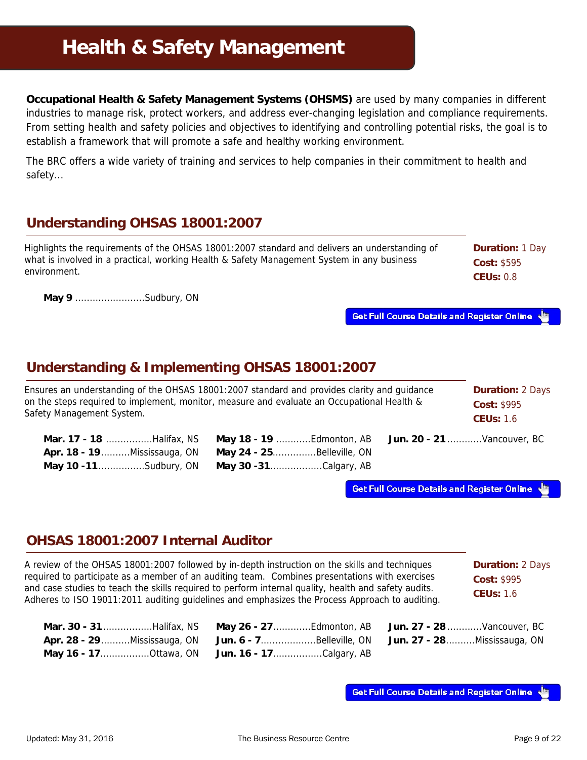# Health & Safety Management

**Occupational Health & Safety Management Systems (OHSMS)** are used by many companies in different industries to manage risk, protect workers, and address ever-changing legislation and compliance requirements. From setting health and safety policies and objectives to identifying and controlling potential risks, the goal is to establish a framework that will promote a safe and healthy working environment.

The BRC offers a wide variety of training and services to help companies in their commitment to health and safety...

## Understanding OHSAS 18001:2007

Highlights the requirements of the OHSAS 18001:2007 standard and delivers an understanding of what is involved in a practical, working Health & Safety Management System in any business environment.

**Duration:** 1 Day
**Cost:** $595
**CEUs:** 0.8

**May 9** ........................Sudbury, ON

Get Full Course Details and Register Online

## Understanding & Implementing OHSAS 18001:2007

Ensures an understanding of the OHSAS 18001:2007 standard and provides clarity and guidance on the steps required to implement, monitor, measure and evaluate an Occupational Health & Safety Management System.

**Duration:** 2 Days
**Cost:** $995
**CEUs:** 1.6

**Mar. 17 - 18** ................Halifax, NS
**Apr. 18 - 19**..........Mississauga, ON
**May 10 -11**................Sudbury, ON
**May 18 - 19** ............Edmonton, AB
**May 24 - 25**...............Belleville, ON
**May 30 -31**..................Calgary, AB
**Jun. 20 - 21**............Vancouver, BC

Get Full Course Details and Register Online

## OHSAS 18001:2007 Internal Auditor

A review of the OHSAS 18001:2007 followed by in-depth instruction on the skills and techniques required to participate as a member of an auditing team. Combines presentations with exercises and case studies to teach the skills required to perform internal quality, health and safety audits. Adheres to ISO 19011:2011 auditing guidelines and emphasizes the Process Approach to auditing.

**Duration:** 2 Days
**Cost:** $995
**CEUs:** 1.6

**Mar. 30 - 31**.................Halifax, NS
**Apr. 28 - 29**..........Mississauga, ON
**May 16 - 17**.................Ottawa, ON
**May 26 - 27**.............Edmonton, AB
**Jun. 6 - 7**...................Belleville, ON
**Jun. 16 - 17**.................Calgary, AB
**Jun. 27 - 28**............Vancouver, BC
**Jun. 27 - 28**..........Mississauga, ON

Get Full Course Details and Register Online

Updated: May 31, 2016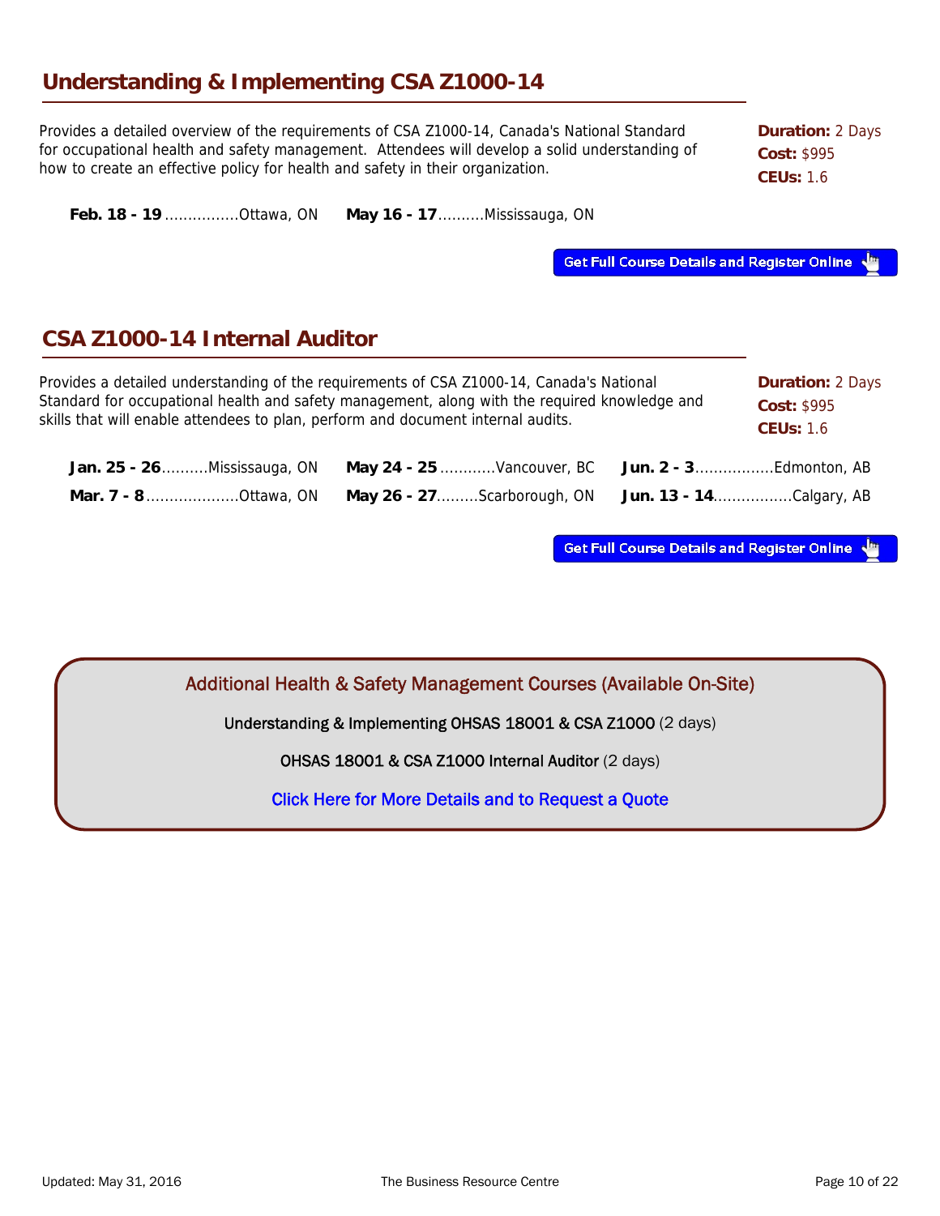## Understanding & Implementing CSA Z1000-14

Provides a detailed overview of the requirements of CSA Z1000-14, Canada's National Standard for occupational health and safety management. Attendees will develop a solid understanding of how to create an effective policy for health and safety in their organization.

**Duration:** 2 Days
**Cost:** $995
**CEUs:** 1.6

**Feb. 18 - 19**................Ottawa, ON **May 16 - 17**..........Mississauga, ON

Get Full Course Details and Register Online

## CSA Z1000-14 Internal Auditor

Provides a detailed understanding of the requirements of CSA Z1000-14, Canada's National Standard for occupational health and safety management, along with the required knowledge and skills that will enable attendees to plan, perform and document internal audits.

**Duration:** 2 Days
**Cost:** $995
**CEUs:** 1.6

**Jan. 25 - 26**..........Mississauga, ON **May 24 - 25**............Vancouver, BC **Jun. 2 - 3**.................Edmonton, AB
**Mar. 7 - 8**....................Ottawa, ON **May 26 - 27**.........Scarborough, ON **Jun. 13 - 14**.................Calgary, AB

Get Full Course Details and Register Online

### Additional Health & Safety Management Courses (Available On-Site)

Understanding & Implementing OHSAS 18001 & CSA Z1000 (2 days)

OHSAS 18001 & CSA Z1000 Internal Auditor (2 days)

Click Here for More Details and to Request a Quote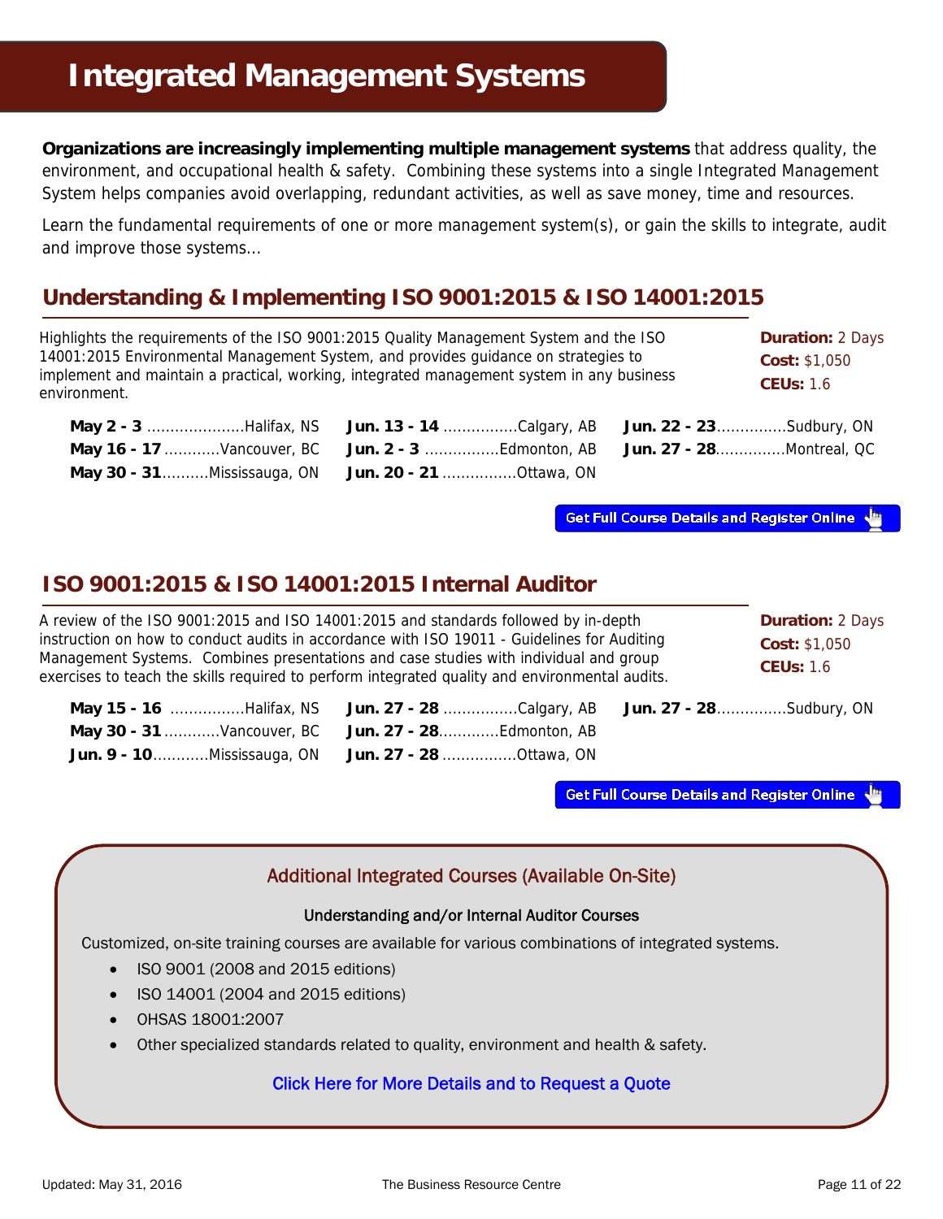# Integrated Management Systems

**Organizations are increasingly implementing multiple management systems** that address quality, the environment, and occupational health & safety. Combining these systems into a single Integrated Management System helps companies avoid overlapping, redundant activities, as well as save money, time and resources.

Learn the fundamental requirements of one or more management system(s), or gain the skills to integrate, audit and improve those systems...

## Understanding & Implementing ISO 9001:2015 & ISO 14001:2015

Highlights the requirements of the ISO 9001:2015 Quality Management System and the ISO 14001:2015 Environmental Management System, and provides guidance on strategies to implement and maintain a practical, working, integrated management system in any business environment.

**Duration:** 2 Days
**Cost:** $1,050
**CEUs:** 1.6

| | | |
|---|---|---|
| **May 2 - 3** .....................Halifax, NS | **Jun. 13 - 14** ................Calgary, AB | **Jun. 22 - 23**...............Sudbury, ON |
| **May 16 - 17**............Vancouver, BC | **Jun. 2 - 3** ................Edmonton, AB | **Jun. 27 - 28**...............Montreal, QC |
| **May 30 - 31**..........Mississauga, ON | **Jun. 20 - 21** ................Ottawa, ON | |

Get Full Course Details and Register Online

## ISO 9001:2015 & ISO 14001:2015 Internal Auditor

A review of the ISO 9001:2015 and ISO 14001:2015 and standards followed by in-depth instruction on how to conduct audits in accordance with ISO 19011 - Guidelines for Auditing Management Systems. Combines presentations and case studies with individual and group exercises to teach the skills required to perform integrated quality and environmental audits.

**Duration:** 2 Days
**Cost:** $1,050
**CEUs:** 1.6

| | | |
|---|---|---|
| **May 15 - 16** ................Halifax, NS | **Jun. 27 - 28** ................Calgary, AB | **Jun. 27 - 28**...............Sudbury, ON |
| **May 30 - 31**............Vancouver, BC | **Jun. 27 - 28**.............Edmonton, AB | |
| **Jun. 9 - 10**............Mississauga, ON | **Jun. 27 - 28** ................Ottawa, ON | |

Get Full Course Details and Register Online

### Additional Integrated Courses (Available On-Site)

**Understanding and/or Internal Auditor Courses**

Customized, on-site training courses are available for various combinations of integrated systems.

- ISO 9001 (2008 and 2015 editions)
- ISO 14001 (2004 and 2015 editions)
- OHSAS 18001:2007
- Other specialized standards related to quality, environment and health & safety.

Click Here for More Details and to Request a Quote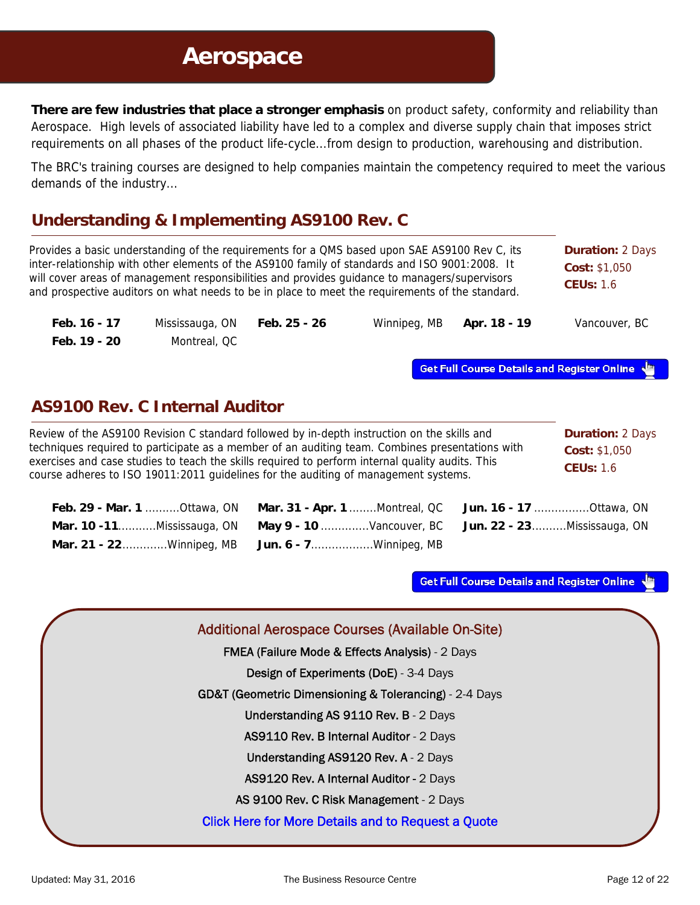# Aerospace

**There are few industries that place a stronger emphasis** on product safety, conformity and reliability than Aerospace. High levels of associated liability have led to a complex and diverse supply chain that imposes strict requirements on all phases of the product life-cycle...from design to production, warehousing and distribution.

The BRC's training courses are designed to help companies maintain the competency required to meet the various demands of the industry...

## Understanding & Implementing AS9100 Rev. C

Provides a basic understanding of the requirements for a QMS based upon SAE AS9100 Rev C, its inter-relationship with other elements of the AS9100 family of standards and ISO 9001:2008. It will cover areas of management responsibilities and provides guidance to managers/supervisors and prospective auditors on what needs to be in place to meet the requirements of the standard.

**Duration:** 2 Days
**Cost:** $1,050
**CEUs:** 1.6

| | | | | | |
|---|---|---|---|---|---|
| **Feb. 16 - 17** | Mississauga, ON | **Feb. 25 - 26** | Winnipeg, MB | **Apr. 18 - 19** | Vancouver, BC |
| **Feb. 19 - 20** | Montreal, QC | | | | |

Get Full Course Details and Register Online

## AS9100 Rev. C Internal Auditor

Review of the AS9100 Revision C standard followed by in-depth instruction on the skills and techniques required to participate as a member of an auditing team. Combines presentations with exercises and case studies to teach the skills required to perform internal quality audits. This course adheres to ISO 19011:2011 guidelines for the auditing of management systems.

**Duration:** 2 Days
**Cost:** $1,050
**CEUs:** 1.6

| | | |
|---|---|---|
| **Feb. 29 - Mar. 1** ..........Ottawa, ON | **Mar. 31 - Apr. 1** ........Montreal, QC | **Jun. 16 - 17** ................Ottawa, ON |
| **Mar. 10 -11**...........Mississauga, ON | **May 9 - 10** ..............Vancouver, BC | **Jun. 22 - 23**..........Mississauga, ON |
| **Mar. 21 - 22**.............Winnipeg, MB | **Jun. 6 - 7**..................Winnipeg, MB | |

Get Full Course Details and Register Online

### Additional Aerospace Courses (Available On-Site)

FMEA (Failure Mode & Effects Analysis) - 2 Days

Design of Experiments (DoE) - 3-4 Days

GD&T (Geometric Dimensioning & Tolerancing) - 2-4 Days

Understanding AS 9110 Rev. B - 2 Days

AS9110 Rev. B Internal Auditor - 2 Days

Understanding AS9120 Rev. A - 2 Days

AS9120 Rev. A Internal Auditor - 2 Days

AS 9100 Rev. C Risk Management - 2 Days

Click Here for More Details and to Request a Quote

Updated: May 31, 2016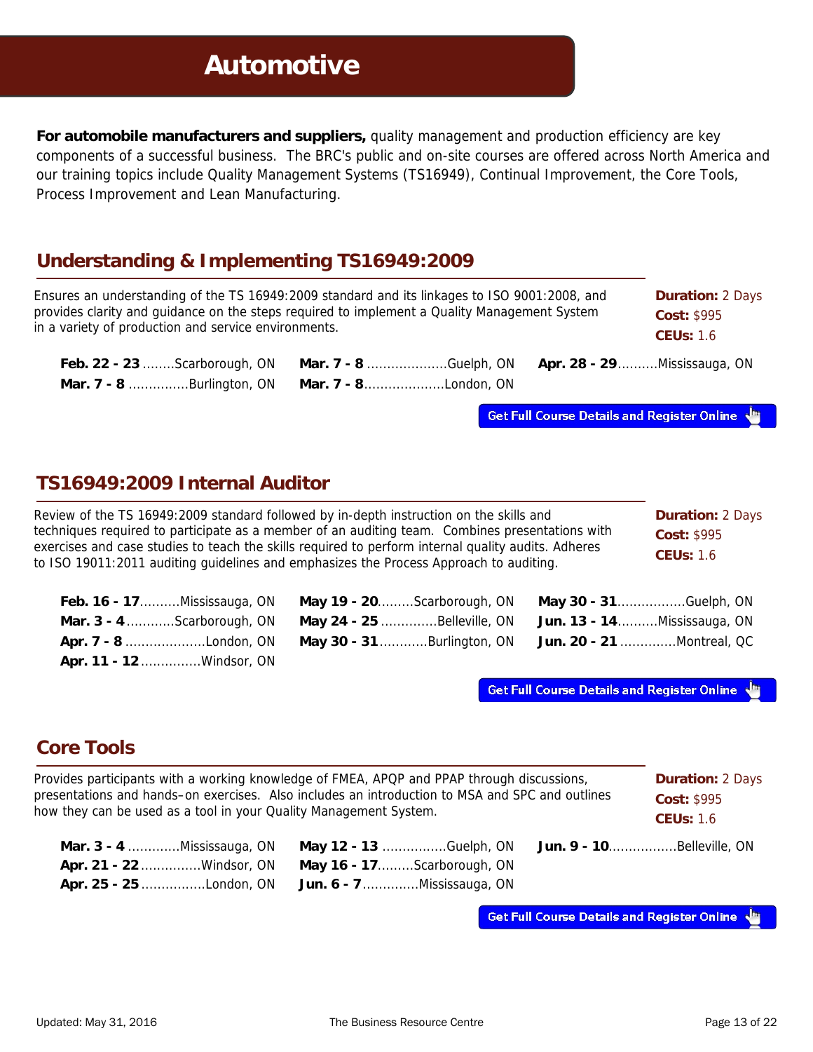# Automotive

**For automobile manufacturers and suppliers,** quality management and production efficiency are key components of a successful business. The BRC's public and on-site courses are offered across North America and our training topics include Quality Management Systems (TS16949), Continual Improvement, the Core Tools, Process Improvement and Lean Manufacturing.

## Understanding & Implementing TS16949:2009

Ensures an understanding of the TS 16949:2009 standard and its linkages to ISO 9001:2008, and provides clarity and guidance on the steps required to implement a Quality Management System in a variety of production and service environments.

**Duration:** 2 Days
**Cost:** $995
**CEUs:** 1.6

**Feb. 22 - 23**........Scarborough, ON
**Mar. 7 - 8**...............Burlington, ON
**Mar. 7 - 8**....................Guelph, ON
**Mar. 7 - 8**....................London, ON
**Apr. 28 - 29**..........Mississauga, ON

Get Full Course Details and Register Online

## TS16949:2009 Internal Auditor

Review of the TS 16949:2009 standard followed by in-depth instruction on the skills and techniques required to participate as a member of an auditing team. Combines presentations with exercises and case studies to teach the skills required to perform internal quality audits. Adheres to ISO 19011:2011 auditing guidelines and emphasizes the Process Approach to auditing.

**Duration:** 2 Days
**Cost:** $995
**CEUs:** 1.6

**Feb. 16 - 17**..........Mississauga, ON
**Mar. 3 - 4**............Scarborough, ON
**Apr. 7 - 8**....................London, ON
**Apr. 11 - 12**...............Windsor, ON
**May 19 - 20**.........Scarborough, ON
**May 24 - 25**..............Belleville, ON
**May 30 - 31**............Burlington, ON
**May 30 - 31**.................Guelph, ON
**Jun. 13 - 14**..........Mississauga, ON
**Jun. 20 - 21**..............Montreal, QC

Get Full Course Details and Register Online

## Core Tools

Provides participants with a working knowledge of FMEA, APQP and PPAP through discussions, presentations and hands–on exercises. Also includes an introduction to MSA and SPC and outlines how they can be used as a tool in your Quality Management System.

**Duration:** 2 Days
**Cost:** $995
**CEUs:** 1.6

**Mar. 3 - 4**.............Mississauga, ON
**Apr. 21 - 22**...............Windsor, ON
**Apr. 25 - 25**................London, ON
**May 12 - 13**................Guelph, ON
**May 16 - 17**.........Scarborough, ON
**Jun. 6 - 7**..............Mississauga, ON
**Jun. 9 - 10**.................Belleville, ON

Get Full Course Details and Register Online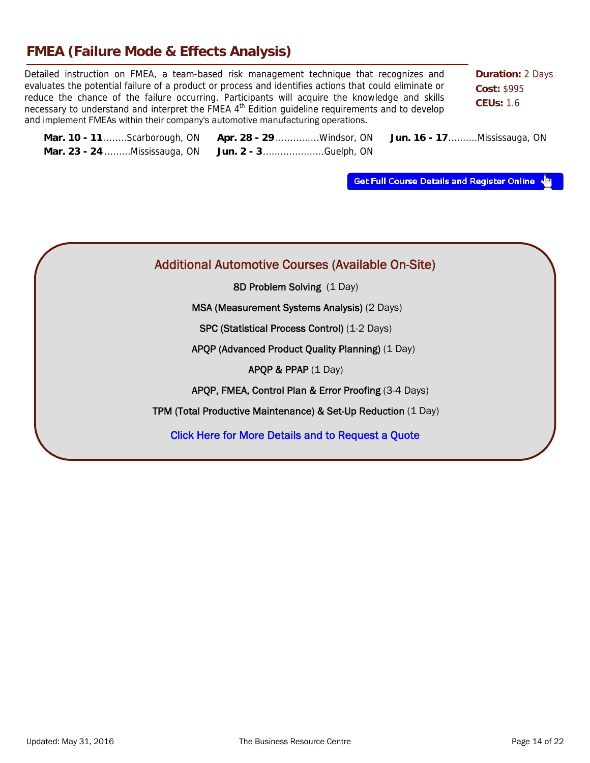## FMEA (Failure Mode & Effects Analysis)

Detailed instruction on FMEA, a team-based risk management technique that recognizes and evaluates the potential failure of a product or process and identifies actions that could eliminate or reduce the chance of the failure occurring. Participants will acquire the knowledge and skills necessary to understand and interpret the FMEA 4th Edition guideline requirements and to develop and implement FMEAs within their company's automotive manufacturing operations.

**Duration:** 2 Days
**Cost:** $995
**CEUs:** 1.6

**Mar. 10 - 11**........Scarborough, ON
**Mar. 23 - 24**.........Mississauga, ON
**Apr. 28 - 29**..............Windsor, ON
**Jun. 2 - 3**.....................Guelph, ON
**Jun. 16 - 17**..........Mississauga, ON

Get Full Course Details and Register Online

### Additional Automotive Courses (Available On-Site)

8D Problem Solving (1 Day)

MSA (Measurement Systems Analysis) (2 Days)

SPC (Statistical Process Control) (1-2 Days)

APQP (Advanced Product Quality Planning) (1 Day)

APQP & PPAP (1 Day)

APQP, FMEA, Control Plan & Error Proofing (3-4 Days)

TPM (Total Productive Maintenance) & Set-Up Reduction (1 Day)

Click Here for More Details and to Request a Quote

Updated: May 31, 2016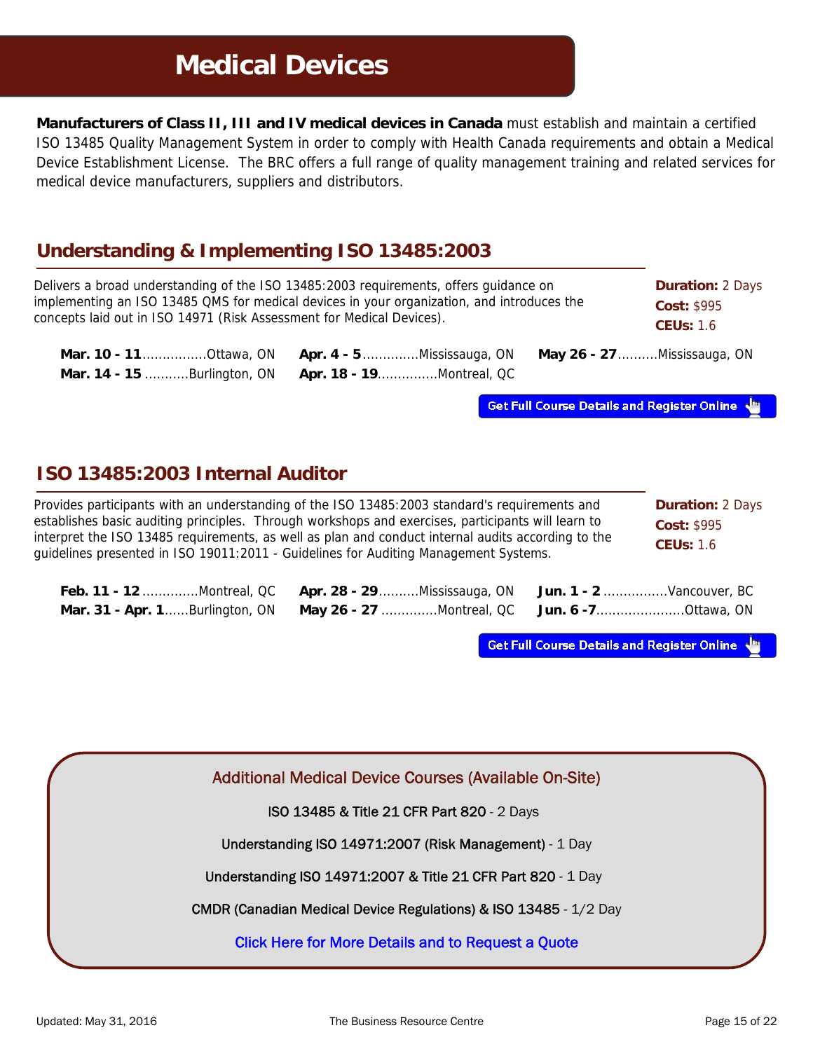# Medical Devices

**Manufacturers of Class II, III and IV medical devices in Canada** must establish and maintain a certified ISO 13485 Quality Management System in order to comply with Health Canada requirements and obtain a Medical Device Establishment License. The BRC offers a full range of quality management training and related services for medical device manufacturers, suppliers and distributors.

## Understanding & Implementing ISO 13485:2003

Delivers a broad understanding of the ISO 13485:2003 requirements, offers guidance on implementing an ISO 13485 QMS for medical devices in your organization, and introduces the concepts laid out in ISO 14971 (Risk Assessment for Medical Devices).

**Duration:** 2 Days
**Cost:** $995
**CEUs:** 1.6

- **Mar. 10 - 11**................Ottawa, ON
- **Mar. 14 - 15** ...........Burlington, ON
- **Apr. 4 - 5**..............Mississauga, ON
- **Apr. 18 - 19**...............Montreal, QC
- **May 26 - 27**..........Mississauga, ON

Get Full Course Details and Register Online

## ISO 13485:2003 Internal Auditor

Provides participants with an understanding of the ISO 13485:2003 standard's requirements and establishes basic auditing principles. Through workshops and exercises, participants will learn to interpret the ISO 13485 requirements, as well as plan and conduct internal audits according to the guidelines presented in ISO 19011:2011 - Guidelines for Auditing Management Systems.

**Duration:** 2 Days
**Cost:** $995
**CEUs:** 1.6

- **Feb. 11 - 12**..............Montreal, QC
- **Mar. 31 - Apr. 1**......Burlington, ON
- **Apr. 28 - 29**..........Mississauga, ON
- **May 26 - 27** ..............Montreal, QC
- **Jun. 1 - 2** ................Vancouver, BC
- **Jun. 6 -7**......................Ottawa, ON

Get Full Course Details and Register Online

### Additional Medical Device Courses (Available On-Site)

ISO 13485 & Title 21 CFR Part 820 - 2 Days

Understanding ISO 14971:2007 (Risk Management) - 1 Day

Understanding ISO 14971:2007 & Title 21 CFR Part 820 - 1 Day

CMDR (Canadian Medical Device Regulations) & ISO 13485 - 1/2 Day

Click Here for More Details and to Request a Quote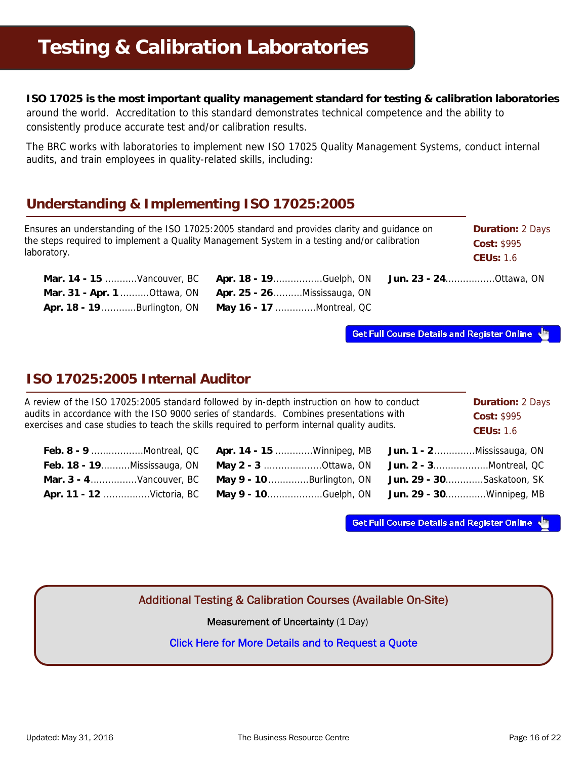# Testing & Calibration Laboratories

**ISO 17025 is the most important quality management standard for testing & calibration laboratories** around the world. Accreditation to this standard demonstrates technical competence and the ability to consistently produce accurate test and/or calibration results.

The BRC works with laboratories to implement new ISO 17025 Quality Management Systems, conduct internal audits, and train employees in quality-related skills, including:

## Understanding & Implementing ISO 17025:2005

Ensures an understanding of the ISO 17025:2005 standard and provides clarity and guidance on the steps required to implement a Quality Management System in a testing and/or calibration laboratory.

**Duration:** 2 Days
**Cost:** $995
**CEUs:** 1.6

- **Mar. 14 - 15** ...........Vancouver, BC
- **Mar. 31 - Apr. 1** ..........Ottawa, ON
- **Apr. 18 - 19**............Burlington, ON
- **Apr. 18 - 19**.................Guelph, ON
- **Apr. 25 - 26**..........Mississauga, ON
- **May 16 - 17** ..............Montreal, QC
- **Jun. 23 - 24**.................Ottawa, ON

Get Full Course Details and Register Online

## ISO 17025:2005 Internal Auditor

A review of the ISO 17025:2005 standard followed by in-depth instruction on how to conduct audits in accordance with the ISO 9000 series of standards. Combines presentations with exercises and case studies to teach the skills required to perform internal quality audits.

**Duration:** 2 Days
**Cost:** $995
**CEUs:** 1.6

- **Feb. 8 - 9** ..................Montreal, QC
- **Feb. 18 - 19**..........Mississauga, ON
- **Mar. 3 - 4**................Vancouver, BC
- **Apr. 11 - 12** ................Victoria, BC
- **Apr. 14 - 15** .............Winnipeg, MB
- **May 2 - 3** ....................Ottawa, ON
- **May 9 - 10**..............Burlington, ON
- **May 9 - 10**...................Guelph, ON
- **Jun. 1 - 2**..............Mississauga, ON
- **Jun. 2 - 3**...................Montreal, QC
- **Jun. 29 - 30**.............Saskatoon, SK
- **Jun. 29 - 30**..............Winnipeg, MB

Get Full Course Details and Register Online

### Additional Testing & Calibration Courses (Available On-Site)

Measurement of Uncertainty (1 Day)

Click Here for More Details and to Request a Quote

Updated: May 31, 2016 | The Business Resource Centre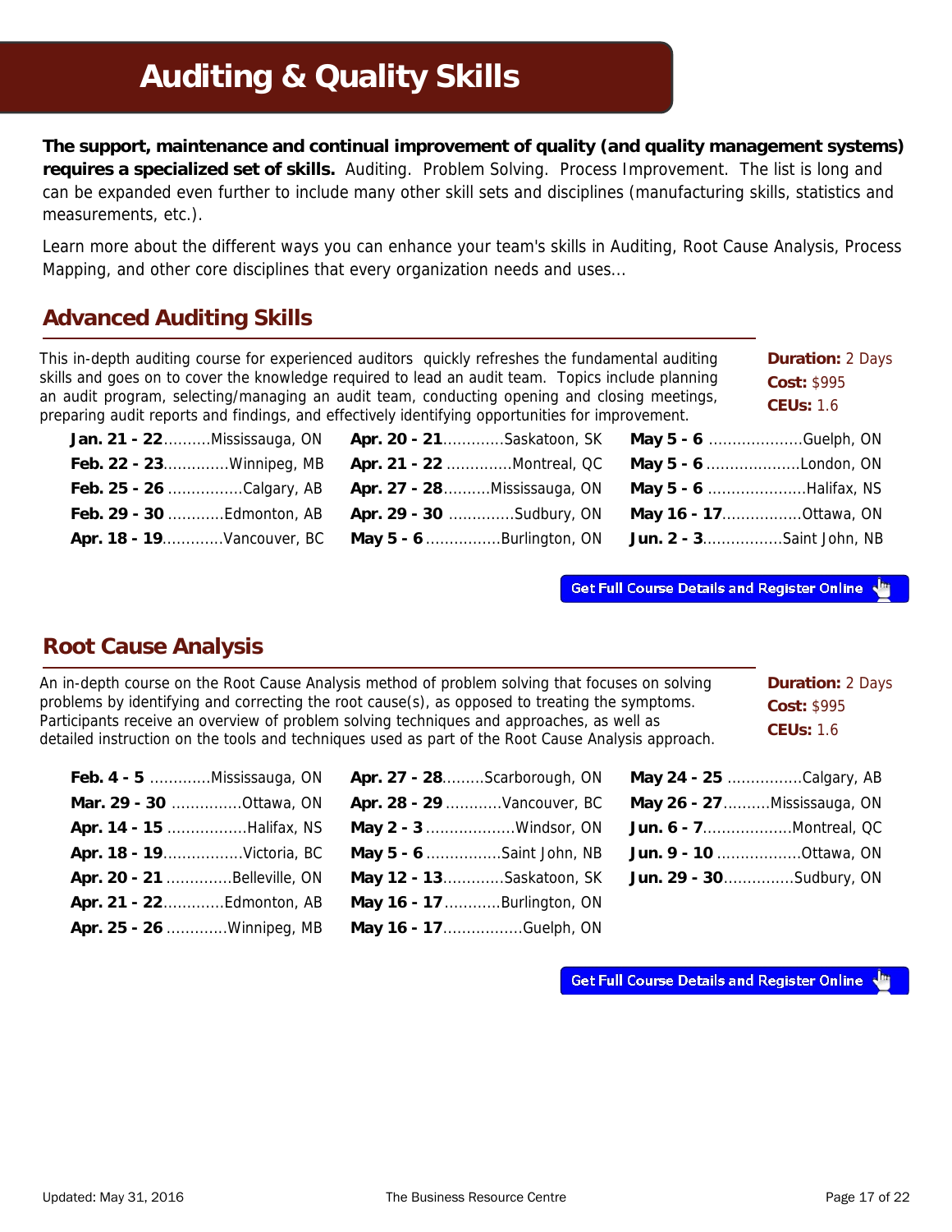# Auditing & Quality Skills

**The support, maintenance and continual improvement of quality (and quality management systems) requires a specialized set of skills.** Auditing. Problem Solving. Process Improvement. The list is long and can be expanded even further to include many other skill sets and disciplines (manufacturing skills, statistics and measurements, etc.).

Learn more about the different ways you can enhance your team's skills in Auditing, Root Cause Analysis, Process Mapping, and other core disciplines that every organization needs and uses...

## Advanced Auditing Skills

This in-depth auditing course for experienced auditors quickly refreshes the fundamental auditing skills and goes on to cover the knowledge required to lead an audit team. Topics include planning an audit program, selecting/managing an audit team, conducting opening and closing meetings, preparing audit reports and findings, and effectively identifying opportunities for improvement.

**Duration:** 2 Days
**Cost:** $995
**CEUs:** 1.6

- **Jan. 21 - 22**..........Mississauga, ON
- **Feb. 22 - 23**.............Winnipeg, MB
- **Feb. 25 - 26** ................Calgary, AB
- **Feb. 29 - 30** ............Edmonton, AB
- **Apr. 18 - 19**............Vancouver, BC
- **Apr. 20 - 21**.............Saskatoon, SK
- **Apr. 21 - 22** ..............Montreal, QC
- **Apr. 27 - 28**..........Mississauga, ON
- **Apr. 29 - 30** ..............Sudbury, ON
- **May 5 - 6** ................Burlington, ON
- **May 5 - 6** ....................Guelph, ON
- **May 5 - 6** ....................London, ON
- **May 5 - 6** .....................Halifax, NS
- **May 16 - 17**.................Ottawa, ON
- **Jun. 2 - 3**.................Saint John, NB

Get Full Course Details and Register Online

## Root Cause Analysis

An in-depth course on the Root Cause Analysis method of problem solving that focuses on solving problems by identifying and correcting the root cause(s), as opposed to treating the symptoms. Participants receive an overview of problem solving techniques and approaches, as well as detailed instruction on the tools and techniques used as part of the Root Cause Analysis approach.

**Duration:** 2 Days
**Cost:** $995
**CEUs:** 1.6

- **Feb. 4 - 5** .............Mississauga, ON
- **Mar. 29 - 30** ...............Ottawa, ON
- **Apr. 14 - 15** .................Halifax, NS
- **Apr. 18 - 19**.................Victoria, BC
- **Apr. 20 - 21** ..............Belleville, ON
- **Apr. 21 - 22**.............Edmonton, AB
- **Apr. 25 - 26** .............Winnipeg, MB
- **Apr. 27 - 28**.........Scarborough, ON
- **Apr. 28 - 29** ............Vancouver, BC
- **May 2 - 3** ...................Windsor, ON
- **May 5 - 6** ................Saint John, NB
- **May 12 - 13**.............Saskatoon, SK
- **May 16 - 17**............Burlington, ON
- **May 16 - 17**.................Guelph, ON
- **May 24 - 25** ................Calgary, AB
- **May 26 - 27**..........Mississauga, ON
- **Jun. 6 - 7**...................Montreal, QC
- **Jun. 9 - 10** ..................Ottawa, ON
- **Jun. 29 - 30**...............Sudbury, ON

Get Full Course Details and Register Online

Updated: May 31, 2016 The Business Resource Centre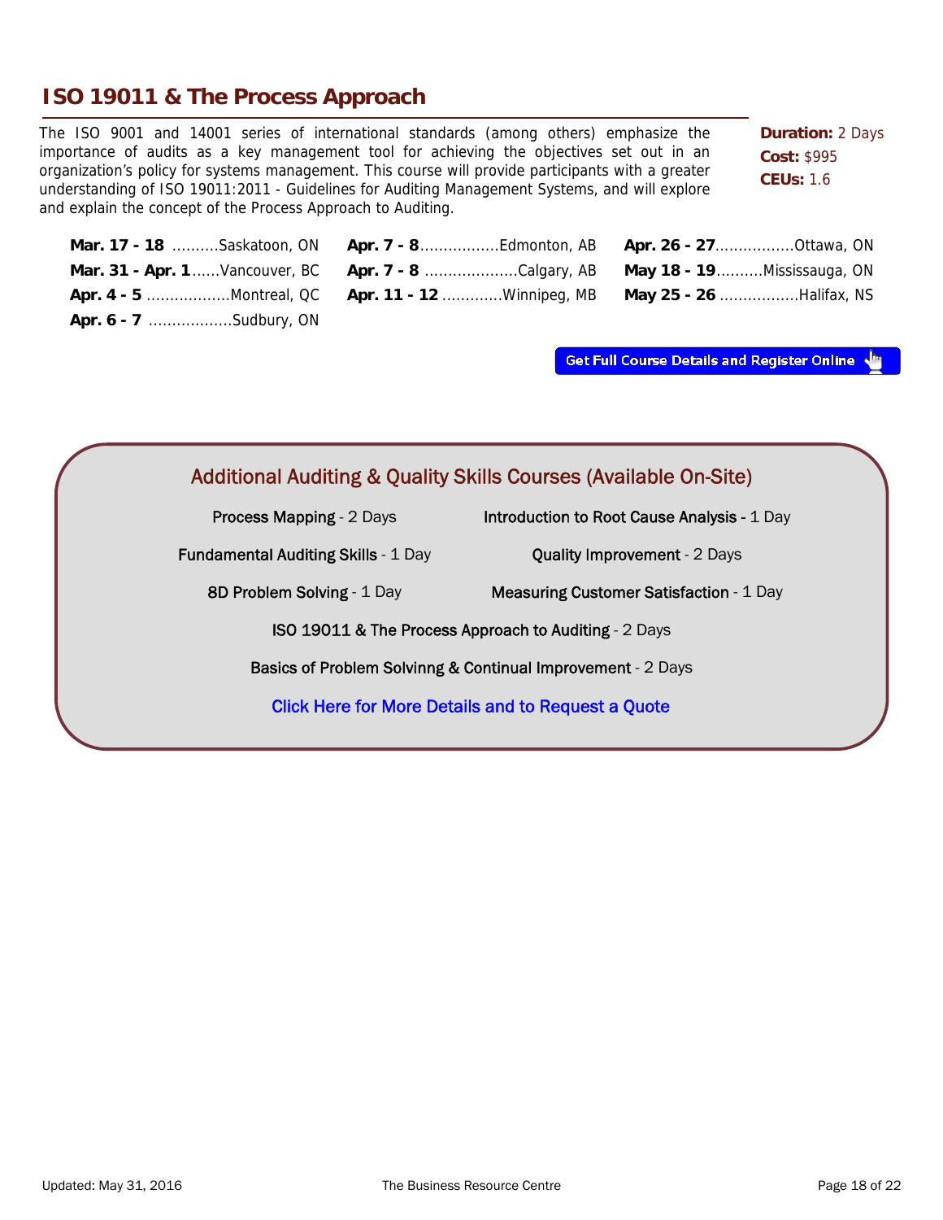## ISO 19011 & The Process Approach

The ISO 9001 and 14001 series of international standards (among others) emphasize the importance of audits as a key management tool for achieving the objectives set out in an organization's policy for systems management. This course will provide participants with a greater understanding of ISO 19011:2011 - Guidelines for Auditing Management Systems, and will explore and explain the concept of the Process Approach to Auditing.

**Duration:** 2 Days
**Cost:** $995
**CEUs:** 1.6

**Mar. 17 - 18** ..........Saskatoon, ON
**Mar. 31 - Apr. 1**......Vancouver, BC
**Apr. 4 - 5** ..................Montreal, QC
**Apr. 6 - 7** ..................Sudbury, ON
**Apr. 7 - 8**.................Edmonton, AB
**Apr. 7 - 8** ....................Calgary, AB
**Apr. 11 - 12** ............Winnipeg, MB
**Apr. 26 - 27**.................Ottawa, ON
**May 18 - 19**..........Mississauga, ON
**May 25 - 26** .................Halifax, NS

Get Full Course Details and Register Online

### Additional Auditing & Quality Skills Courses (Available On-Site)

Process Mapping - 2 Days

Introduction to Root Cause Analysis - 1 Day

Fundamental Auditing Skills - 1 Day

Quality Improvement - 2 Days

8D Problem Solving - 1 Day

Measuring Customer Satisfaction - 1 Day

ISO 19011 & The Process Approach to Auditing - 2 Days

Basics of Problem Solvinng & Continual Improvement - 2 Days

Click Here for More Details and to Request a Quote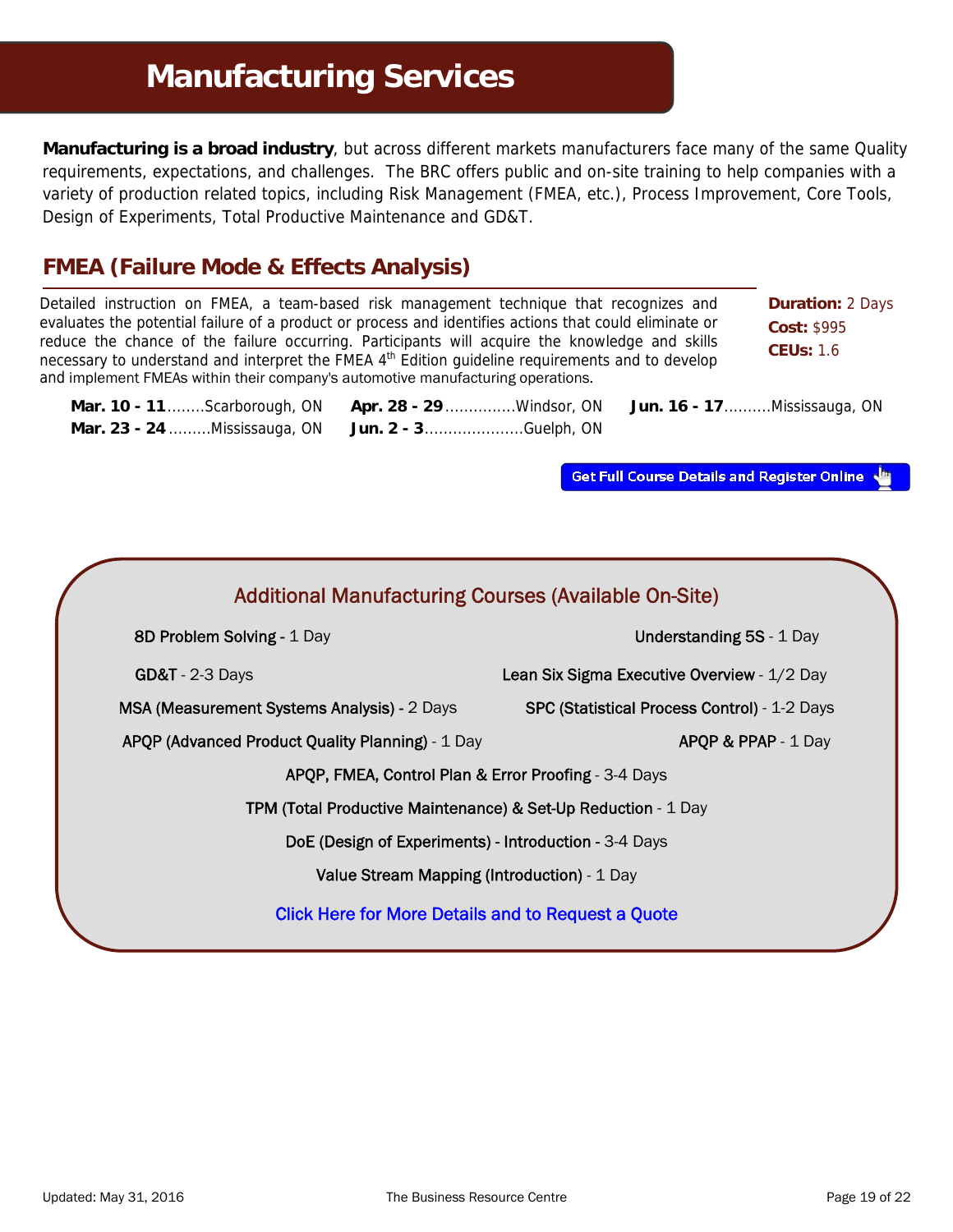# Manufacturing Services

**Manufacturing is a broad industry**, but across different markets manufacturers face many of the same Quality requirements, expectations, and challenges. The BRC offers public and on-site training to help companies with a variety of production related topics, including Risk Management (FMEA, etc.), Process Improvement, Core Tools, Design of Experiments, Total Productive Maintenance and GD&T.

## FMEA (Failure Mode & Effects Analysis)

Detailed instruction on FMEA, a team-based risk management technique that recognizes and evaluates the potential failure of a product or process and identifies actions that could eliminate or reduce the chance of the failure occurring. Participants will acquire the knowledge and skills necessary to understand and interpret the FMEA 4th Edition guideline requirements and to develop and implement FMEAs within their company's automotive manufacturing operations.

**Duration:** 2 Days
**Cost:** $995
**CEUs:** 1.6

- **Mar. 10 - 11**........Scarborough, ON
- **Mar. 23 - 24**.........Mississauga, ON
- **Apr. 28 - 29**..............Windsor, ON
- **Jun. 2 - 3**.....................Guelph, ON
- **Jun. 16 - 17**..........Mississauga, ON

Get Full Course Details and Register Online

### Additional Manufacturing Courses (Available On-Site)

- **8D Problem Solving** - 1 Day
- **Understanding 5S** - 1 Day
- **GD&T** - 2-3 Days
- **Lean Six Sigma Executive Overview** - 1/2 Day
- **MSA (Measurement Systems Analysis)** - 2 Days
- **SPC (Statistical Process Control)** - 1-2 Days
- **APQP (Advanced Product Quality Planning)** - 1 Day
- **APQP & PPAP** - 1 Day
- **APQP, FMEA, Control Plan & Error Proofing** - 3-4 Days
- **TPM (Total Productive Maintenance) & Set-Up Reduction** - 1 Day
- **DoE (Design of Experiments) - Introduction** - 3-4 Days
- **Value Stream Mapping (Introduction)** - 1 Day

Click Here for More Details and to Request a Quote

Updated: May 31, 2016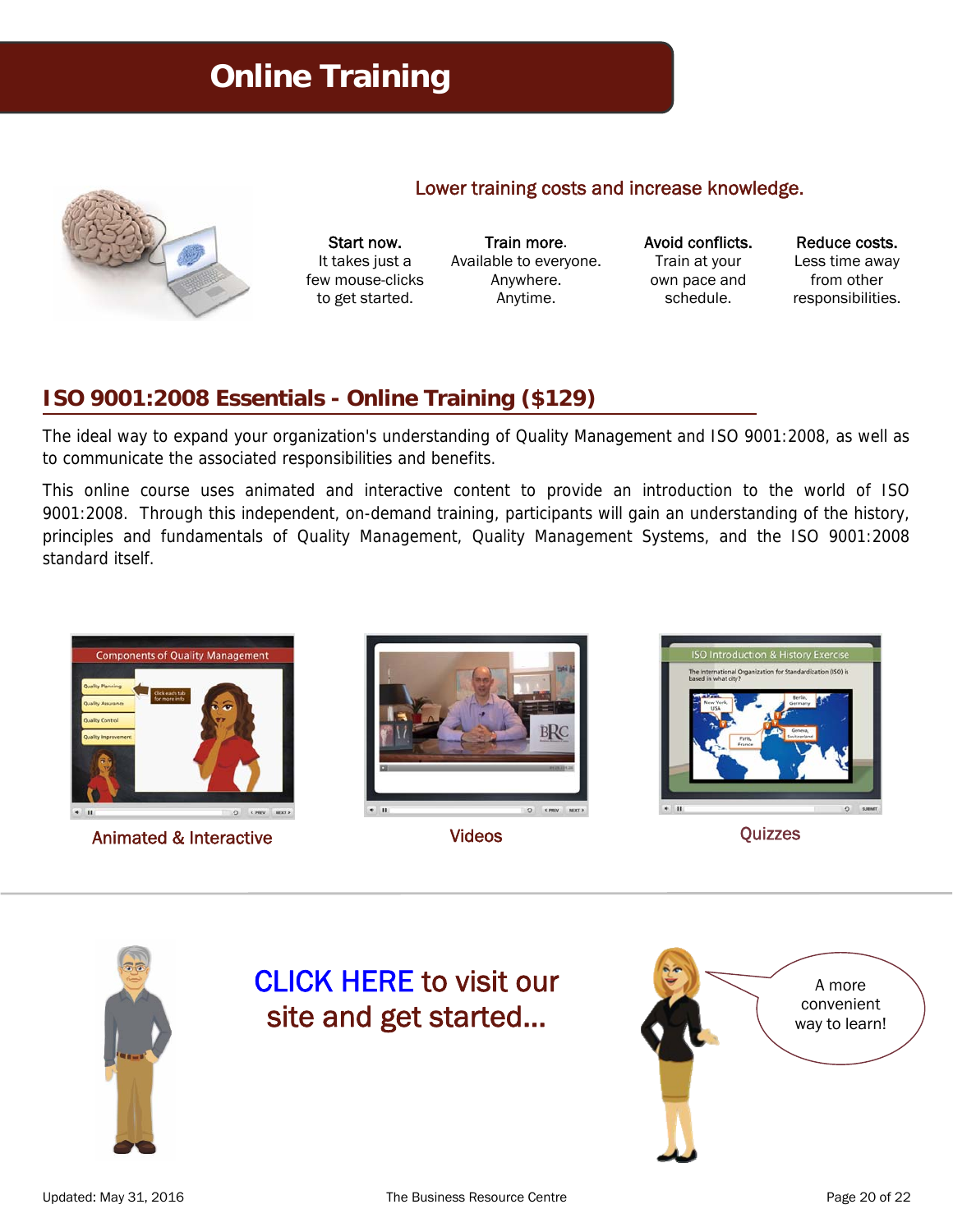# Online Training

Lower training costs and increase knowledge.

**Start now.**
It takes just a few mouse-clicks to get started.

**Train more.**
Available to everyone. Anywhere. Anytime.

**Avoid conflicts.**
Train at your own pace and schedule.

**Reduce costs.**
Less time away from other responsibilities.

## ISO 9001:2008 Essentials - Online Training ($129)

The ideal way to expand your organization's understanding of Quality Management and ISO 9001:2008, as well as to communicate the associated responsibilities and benefits.

This online course uses animated and interactive content to provide an introduction to the world of ISO 9001:2008. Through this independent, on-demand training, participants will gain an understanding of the history, principles and fundamentals of Quality Management, Quality Management Systems, and the ISO 9001:2008 standard itself.

Animated & Interactive

Videos

Quizzes

CLICK HERE to visit our site and get started...

A more convenient way to learn!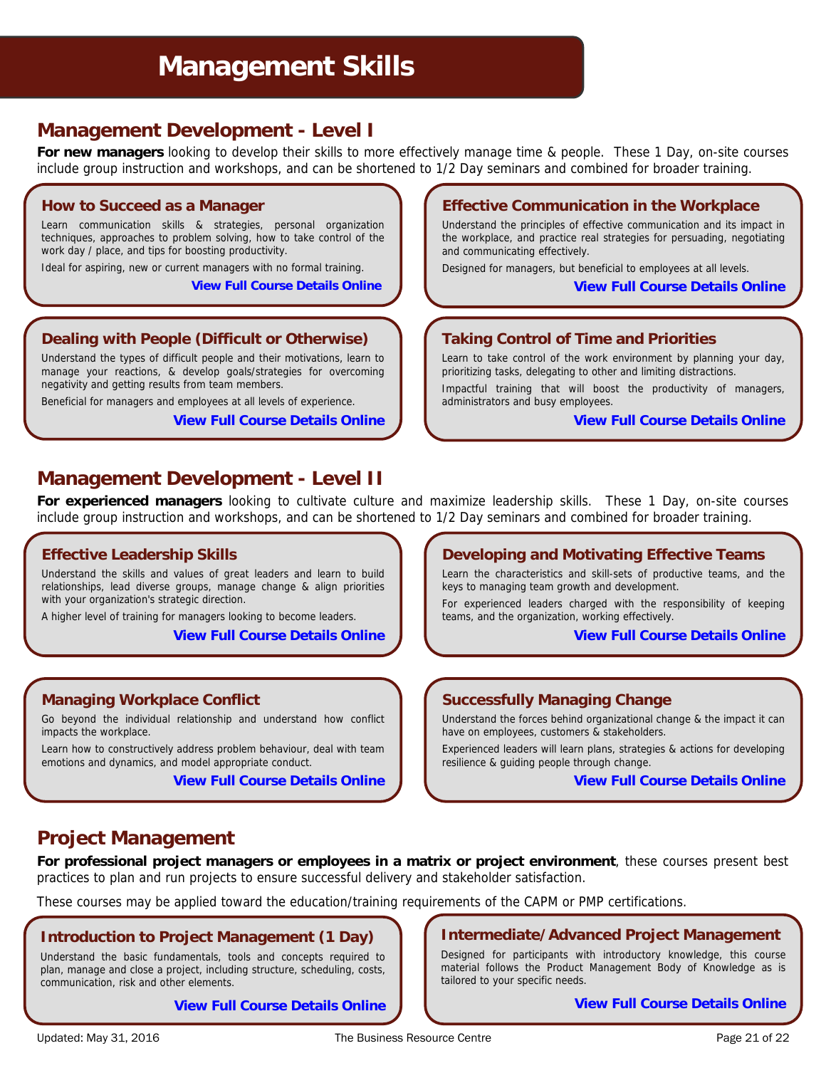# Management Skills

## Management Development - Level I

**For new managers** looking to develop their skills to more effectively manage time & people. These 1 Day, on-site courses include group instruction and workshops, and can be shortened to 1/2 Day seminars and combined for broader training.

### How to Succeed as a Manager

Learn communication skills & strategies, personal organization techniques, approaches to problem solving, how to take control of the work day / place, and tips for boosting productivity.

Ideal for aspiring, new or current managers with no formal training.

**View Full Course Details Online**

### Effective Communication in the Workplace

Understand the principles of effective communication and its impact in the workplace, and practice real strategies for persuading, negotiating and communicating effectively.

Designed for managers, but beneficial to employees at all levels.

**View Full Course Details Online**

### Dealing with People (Difficult or Otherwise)

Understand the types of difficult people and their motivations, learn to manage your reactions, & develop goals/strategies for overcoming negativity and getting results from team members.

Beneficial for managers and employees at all levels of experience.

**View Full Course Details Online**

### Taking Control of Time and Priorities

Learn to take control of the work environment by planning your day, prioritizing tasks, delegating to other and limiting distractions.

Impactful training that will boost the productivity of managers, administrators and busy employees.

**View Full Course Details Online**

## Management Development - Level II

**For experienced managers** looking to cultivate culture and maximize leadership skills. These 1 Day, on-site courses include group instruction and workshops, and can be shortened to 1/2 Day seminars and combined for broader training.

### Effective Leadership Skills

Understand the skills and values of great leaders and learn to build relationships, lead diverse groups, manage change & align priorities with your organization's strategic direction.

A higher level of training for managers looking to become leaders.

**View Full Course Details Online**

### Developing and Motivating Effective Teams

Learn the characteristics and skill-sets of productive teams, and the keys to managing team growth and development.

For experienced leaders charged with the responsibility of keeping teams, and the organization, working effectively.

**View Full Course Details Online**

### Managing Workplace Conflict

Go beyond the individual relationship and understand how conflict impacts the workplace.

Learn how to constructively address problem behaviour, deal with team emotions and dynamics, and model appropriate conduct.

**View Full Course Details Online**

### Successfully Managing Change

Understand the forces behind organizational change & the impact it can have on employees, customers & stakeholders.

Experienced leaders will learn plans, strategies & actions for developing resilience & guiding people through change.

**View Full Course Details Online**

## Project Management

**For professional project managers or employees in a matrix or project environment**, these courses present best practices to plan and run projects to ensure successful delivery and stakeholder satisfaction.

These courses may be applied toward the education/training requirements of the CAPM or PMP certifications.

### Introduction to Project Management (1 Day)

Understand the basic fundamentals, tools and concepts required to plan, manage and close a project, including structure, scheduling, costs, communication, risk and other elements.

**View Full Course Details Online**

### Intermediate/Advanced Project Management

Designed for participants with introductory knowledge, this course material follows the Product Management Body of Knowledge as is tailored to your specific needs.

**View Full Course Details Online**

Updated: May 31, 2016 The Business Resource Centre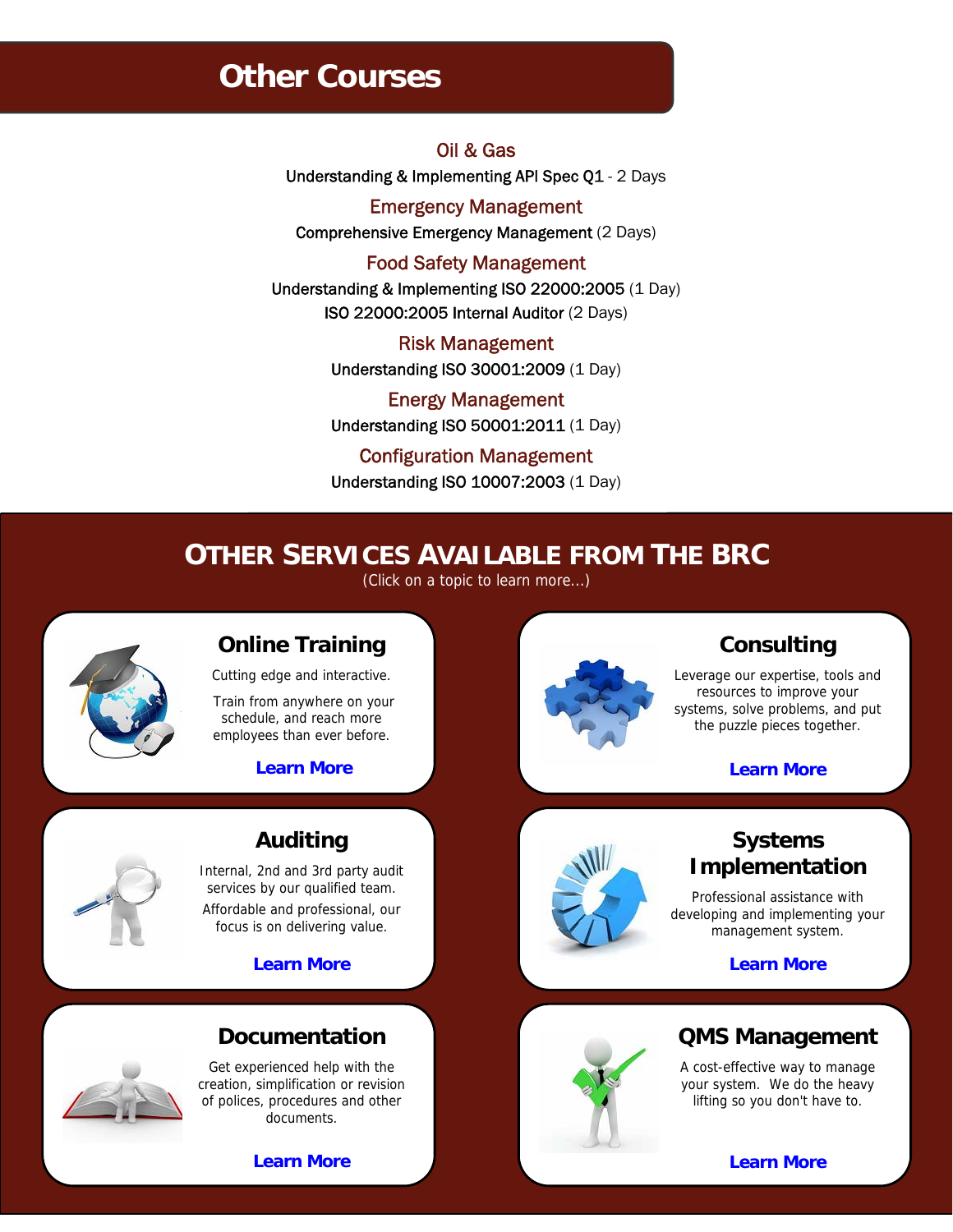# Other Courses

### Oil & Gas

**Understanding & Implementing API Spec Q1** - 2 Days

### Emergency Management

**Comprehensive Emergency Management** (2 Days)

### Food Safety Management

**Understanding & Implementing ISO 22000:2005** (1 Day)

**ISO 22000:2005 Internal Auditor** (2 Days)

### Risk Management

**Understanding ISO 30001:2009** (1 Day)

### Energy Management

**Understanding ISO 50001:2011** (1 Day)

### Configuration Management

**Understanding ISO 10007:2003** (1 Day)

# OTHER SERVICES AVAILABLE FROM THE BRC

(Click on a topic to learn more...)

## Online Training

Cutting edge and interactive.

Train from anywhere on your schedule, and reach more employees than ever before.

**Learn More**

## Consulting

Leverage our expertise, tools and resources to improve your systems, solve problems, and put the puzzle pieces together.

**Learn More**

## Auditing

Internal, 2nd and 3rd party audit services by our qualified team.

Affordable and professional, our focus is on delivering value.

**Learn More**

## Systems Implementation

Professional assistance with developing and implementing your management system.

**Learn More**

## Documentation

Get experienced help with the creation, simplification or revision of polices, procedures and other documents.

**Learn More**

## QMS Management

A cost-effective way to manage your system. We do the heavy lifting so you don't have to.

**Learn More**